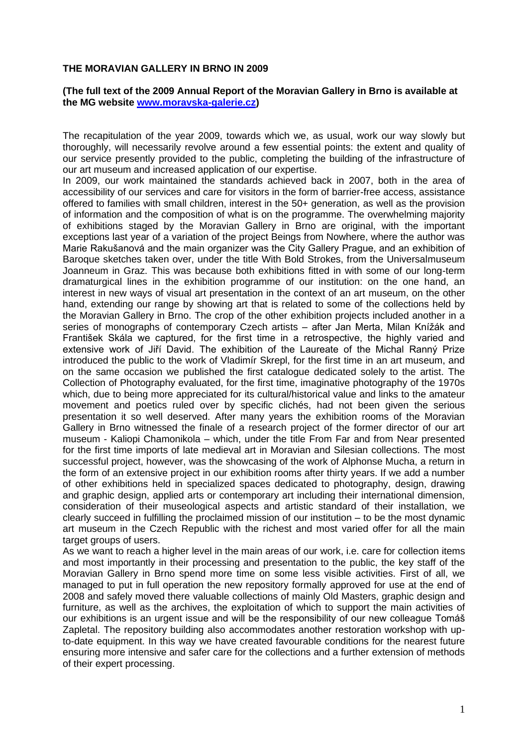**THE MORAVIAN GALLERY IN BRNO IN 2009**

**(The full text of the 2009 Annual Report of the Moravian Gallery in Brno is available at the MG website [www.moravska-galerie.cz](www.moravska-galerie.cz))**

The recapitulation of the year 2009, towards which we, as usual, work our way slowly but thoroughly, will necessarily revolve around a few essential points: the extent and quality of our service presently provided to the public, completing the building of the infrastructure of our art museum and increased application of our expertise.

In 2009, our work maintained the standards achieved back in 2007, both in the area of accessibility of our services and care for visitors in the form of barrier-free access, assistance offered to families with small children, interest in the 50+ generation, as well as the provision of information and the composition of what is on the programme. The overwhelming majority of exhibitions staged by the Moravian Gallery in Brno are original, with the important exceptions last year of a variation of the project Beings from Nowhere, where the author was Marie Rakušanová and the main organizer was the City Gallery Prague, and an exhibition of Baroque sketches taken over, under the title With Bold Strokes, from the Universalmuseum Joanneum in Graz. This was because both exhibitions fitted in with some of our long-term dramaturgical lines in the exhibition programme of our institution: on the one hand, an interest in new ways of visual art presentation in the context of an art museum, on the other hand, extending our range by showing art that is related to some of the collections held by the Moravian Gallery in Brno. The crop of the other exhibition projects included another in a series of monographs of contemporary Czech artists – after Jan Merta, Milan Knížák and František Skála we captured, for the first time in a retrospective, the highly varied and extensive work of Jiří David. The exhibition of the Laureate of the Michal Ranný Prize introduced the public to the work of Vladimír Skrepl, for the first time in an art museum, and on the same occasion we published the first catalogue dedicated solely to the artist. The Collection of Photography evaluated, for the first time, imaginative photography of the 1970s which, due to being more appreciated for its cultural/historical value and links to the amateur movement and poetics ruled over by specific clichés, had not been given the serious presentation it so well deserved. After many years the exhibition rooms of the Moravian Gallery in Brno witnessed the finale of a research project of the former director of our art museum - Kaliopi Chamonikola – which, under the title From Far and from Near presented for the first time imports of late medieval art in Moravian and Silesian collections. The most successful project, however, was the showcasing of the work of Alphonse Mucha, a return in the form of an extensive project in our exhibition rooms after thirty years. If we add a number of other exhibitions held in specialized spaces dedicated to photography, design, drawing and graphic design, applied arts or contemporary art including their international dimension, consideration of their museological aspects and artistic standard of their installation, we clearly succeed in fulfilling the proclaimed mission of our institution – to be the most dynamic art museum in the Czech Republic with the richest and most varied offer for all the main target groups of users.

As we want to reach a higher level in the main areas of our work, i.e. care for collection items and most importantly in their processing and presentation to the public, the key staff of the Moravian Gallery in Brno spend more time on some less visible activities. First of all, we managed to put in full operation the new repository formally approved for use at the end of 2008 and safely moved there valuable collections of mainly Old Masters, graphic design and furniture, as well as the archives, the exploitation of which to support the main activities of our exhibitions is an urgent issue and will be the responsibility of our new colleague Tomáš Zapletal. The repository building also accommodates another restoration workshop with up-to-date equipment. In this way we have created favourable conditions for the nearest future ensuring more intensive and safer care for the collections and a further extension of methods of their expert processing.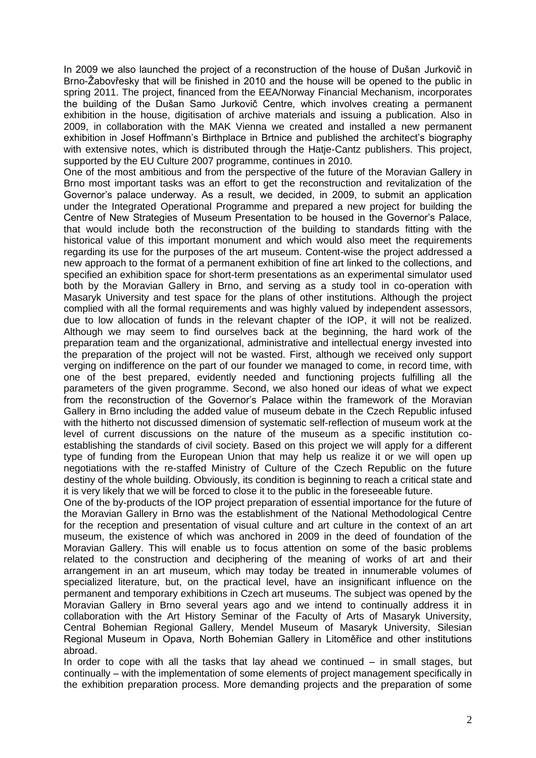In 2009 we also launched the project of a reconstruction of the house of Dušan Jurkovič in Brno-Žabovřesky that will be finished in 2010 and the house will be opened to the public in spring 2011. The project, financed from the EEA/Norway Financial Mechanism, incorporates the building of the Dušan Samo Jurkovič Centre, which involves creating a permanent exhibition in the house, digitisation of archive materials and issuing a publication. Also in 2009, in collaboration with the MAK Vienna we created and installed a new permanent exhibition in Josef Hoffmann's Birthplace in Brtnice and published the architect's biography with extensive notes, which is distributed through the Hatje-Cantz publishers. This project, supported by the EU Culture 2007 programme, continues in 2010.

One of the most ambitious and from the perspective of the future of the Moravian Gallery in Brno most important tasks was an effort to get the reconstruction and revitalization of the Governor's palace underway. As a result, we decided, in 2009, to submit an application under the Integrated Operational Programme and prepared a new project for building the Centre of New Strategies of Museum Presentation to be housed in the Governor's Palace, that would include both the reconstruction of the building to standards fitting with the historical value of this important monument and which would also meet the requirements regarding its use for the purposes of the art museum. Content-wise the project addressed a new approach to the format of a permanent exhibition of fine art linked to the collections, and specified an exhibition space for short-term presentations as an experimental simulator used both by the Moravian Gallery in Brno, and serving as a study tool in co-operation with Masaryk University and test space for the plans of other institutions. Although the project complied with all the formal requirements and was highly valued by independent assessors, due to low allocation of funds in the relevant chapter of the IOP, it will not be realized. Although we may seem to find ourselves back at the beginning, the hard work of the preparation team and the organizational, administrative and intellectual energy invested into the preparation of the project will not be wasted. First, although we received only support verging on indifference on the part of our founder we managed to come, in record time, with one of the best prepared, evidently needed and functioning projects fulfilling all the parameters of the given programme. Second, we also honed our ideas of what we expect from the reconstruction of the Governor's Palace within the framework of the Moravian Gallery in Brno including the added value of museum debate in the Czech Republic infused with the hitherto not discussed dimension of systematic self-reflection of museum work at the level of current discussions on the nature of the museum as a specific institution co-establishing the standards of civil society. Based on this project we will apply for a different type of funding from the European Union that may help us realize it or we will open up negotiations with the re-staffed Ministry of Culture of the Czech Republic on the future destiny of the whole building. Obviously, its condition is beginning to reach a critical state and it is very likely that we will be forced to close it to the public in the foreseeable future.

One of the by-products of the IOP project preparation of essential importance for the future of the Moravian Gallery in Brno was the establishment of the National Methodological Centre for the reception and presentation of visual culture and art culture in the context of an art museum, the existence of which was anchored in 2009 in the deed of foundation of the Moravian Gallery. This will enable us to focus attention on some of the basic problems related to the construction and deciphering of the meaning of works of art and their arrangement in an art museum, which may today be treated in innumerable volumes of specialized literature, but, on the practical level, have an insignificant influence on the permanent and temporary exhibitions in Czech art museums. The subject was opened by the Moravian Gallery in Brno several years ago and we intend to continually address it in collaboration with the Art History Seminar of the Faculty of Arts of Masaryk University, Central Bohemian Regional Gallery, Mendel Museum of Masaryk University, Silesian Regional Museum in Opava, North Bohemian Gallery in Litoměřice and other institutions abroad.

In order to cope with all the tasks that lay ahead we continued – in small stages, but continually – with the implementation of some elements of project management specifically in the exhibition preparation process. More demanding projects and the preparation of some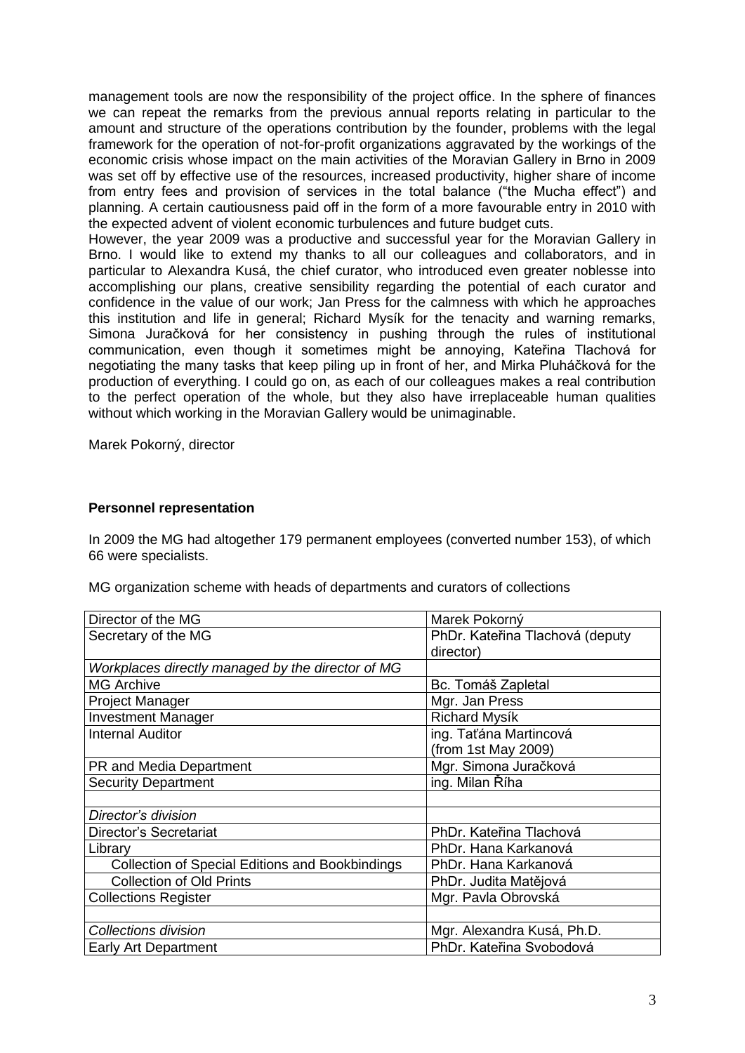management tools are now the responsibility of the project office. In the sphere of finances we can repeat the remarks from the previous annual reports relating in particular to the amount and structure of the operations contribution by the founder, problems with the legal framework for the operation of not-for-profit organizations aggravated by the workings of the economic crisis whose impact on the main activities of the Moravian Gallery in Brno in 2009 was set off by effective use of the resources, increased productivity, higher share of income from entry fees and provision of services in the total balance ("the Mucha effect") and planning. A certain cautiousness paid off in the form of a more favourable entry in 2010 with the expected advent of violent economic turbulences and future budget cuts.
However, the year 2009 was a productive and successful year for the Moravian Gallery in Brno. I would like to extend my thanks to all our colleagues and collaborators, and in particular to Alexandra Kusá, the chief curator, who introduced even greater noblesse into accomplishing our plans, creative sensibility regarding the potential of each curator and confidence in the value of our work; Jan Press for the calmness with which he approaches this institution and life in general; Richard Mysík for the tenacity and warning remarks, Simona Juračková for her consistency in pushing through the rules of institutional communication, even though it sometimes might be annoying, Kateřina Tlachová for negotiating the many tasks that keep piling up in front of her, and Mirka Pluháčková for the production of everything. I could go on, as each of our colleagues makes a real contribution to the perfect operation of the whole, but they also have irreplaceable human qualities without which working in the Moravian Gallery would be unimaginable.

Marek Pokorný, director

**Personnel representation**

In 2009 the MG had altogether 179 permanent employees (converted number 153), of which 66 were specialists.

MG organization scheme with heads of departments and curators of collections

| Director of the MG | Marek Pokorný |
|---|---|
| Secretary of the MG | PhDr. Kateřina Tlachová (deputy director) |
| *Workplaces directly managed by the director of MG* | |
| MG Archive | Bc. Tomáš Zapletal |
| Project Manager | Mgr. Jan Press |
| Investment Manager | Richard Mysík |
| Internal Auditor | ing. Taťána Martincová (from 1st May 2009) |
| PR and Media Department | Mgr. Simona Juračková |
| Security Department | ing. Milan Říha |
| | |
| *Director's division* | |
| Director's Secretariat | PhDr. Kateřina Tlachová |
| Library | PhDr. Hana Karkanová |
| Collection of Special Editions and Bookbindings | PhDr. Hana Karkanová |
| Collection of Old Prints | PhDr. Judita Matějová |
| Collections Register | Mgr. Pavla Obrovská |
| | |
| *Collections division* | Mgr. Alexandra Kusá, Ph.D. |
| Early Art Department | PhDr. Kateřina Svobodová |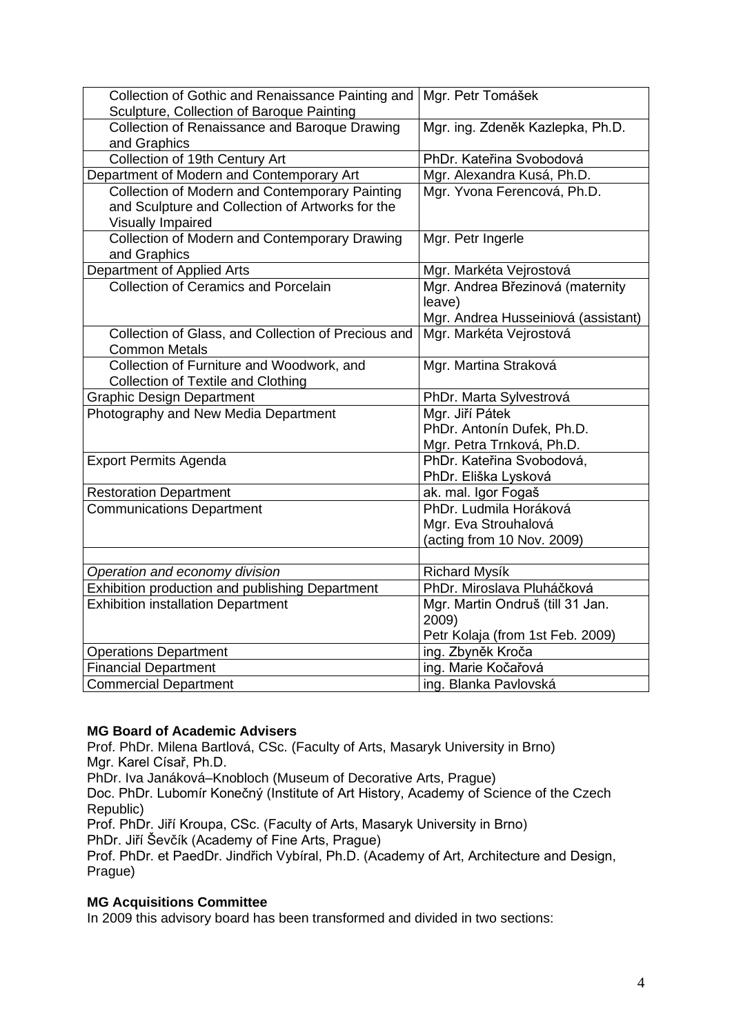| | |
|---|---|
| Collection of Gothic and Renaissance Painting and Sculpture, Collection of Baroque Painting | Mgr. Petr Tomášek |
| Collection of Renaissance and Baroque Drawing and Graphics | Mgr. ing. Zdeněk Kazlepka, Ph.D. |
| Collection of 19th Century Art | PhDr. Kateřina Svobodová |
| Department of Modern and Contemporary Art | Mgr. Alexandra Kusá, Ph.D. |
| Collection of Modern and Contemporary Painting and Sculpture and Collection of Artworks for the Visually Impaired | Mgr. Yvona Ferencová, Ph.D. |
| Collection of Modern and Contemporary Drawing and Graphics | Mgr. Petr Ingerle |
| Department of Applied Arts | Mgr. Markéta Vejrostová |
| Collection of Ceramics and Porcelain | Mgr. Andrea Březinová (maternity leave)<br>Mgr. Andrea Husseiniová (assistant) |
| Collection of Glass, and Collection of Precious and Common Metals | Mgr. Markéta Vejrostová |
| Collection of Furniture and Woodwork, and Collection of Textile and Clothing | Mgr. Martina Straková |
| Graphic Design Department | PhDr. Marta Sylvestrová |
| Photography and New Media Department | Mgr. Jiří Pátek<br>PhDr. Antonín Dufek, Ph.D.<br>Mgr. Petra Trnková, Ph.D. |
| Export Permits Agenda | PhDr. Kateřina Svobodová,<br>PhDr. Eliška Lysková |
| Restoration Department | ak. mal. Igor Fogaš |
| Communications Department | PhDr. Ludmila Horáková<br>Mgr. Eva Strouhalová<br>(acting from 10 Nov. 2009) |
| | |
| *Operation and economy division* | Richard Mysík |
| Exhibition production and publishing Department | PhDr. Miroslava Pluháčková |
| Exhibition installation Department | Mgr. Martin Ondruš (till 31 Jan. 2009)<br>Petr Kolaja (from 1st Feb. 2009) |
| Operations Department | ing. Zbyněk Kroča |
| Financial Department | ing. Marie Kočařová |
| Commercial Department | ing. Blanka Pavlovská |

**MG Board of Academic Advisers**

Prof. PhDr. Milena Bartlová, CSc. (Faculty of Arts, Masaryk University in Brno)
Mgr. Karel Císař, Ph.D.
PhDr. Iva Janáková–Knobloch (Museum of Decorative Arts, Prague)
Doc. PhDr. Lubomír Konečný (Institute of Art History, Academy of Science of the Czech Republic)
Prof. PhDr. Jiří Kroupa, CSc. (Faculty of Arts, Masaryk University in Brno)
PhDr. Jiří Ševčík (Academy of Fine Arts, Prague)
Prof. PhDr. et PaedDr. Jindřich Vybíral, Ph.D. (Academy of Art, Architecture and Design, Prague)

**MG Acquisitions Committee**

In 2009 this advisory board has been transformed and divided in two sections: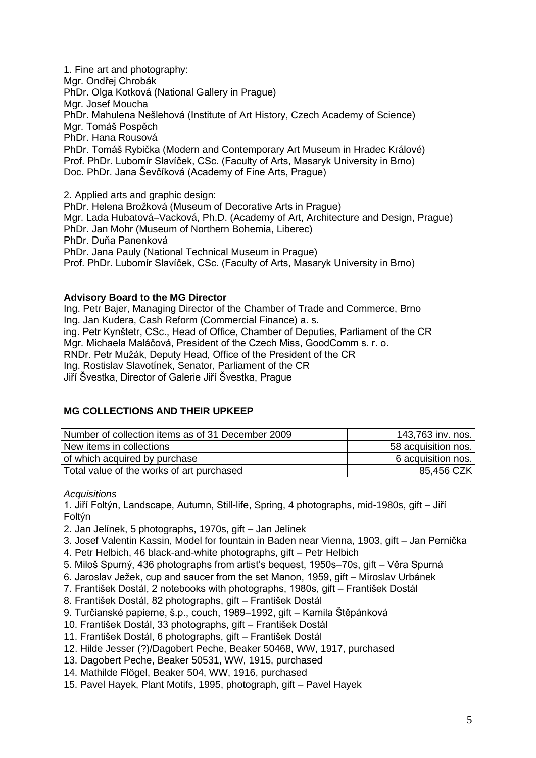1. Fine art and photography:
Mgr. Ondřej Chrobák
PhDr. Olga Kotková (National Gallery in Prague)
Mgr. Josef Moucha
PhDr. Mahulena Nešlehová (Institute of Art History, Czech Academy of Science)
Mgr. Tomáš Pospěch
PhDr. Hana Rousová
PhDr. Tomáš Rybička (Modern and Contemporary Art Museum in Hradec Králové)
Prof. PhDr. Lubomír Slavíček, CSc. (Faculty of Arts, Masaryk University in Brno)
Doc. PhDr. Jana Ševčíková (Academy of Fine Arts, Prague)

2. Applied arts and graphic design:
PhDr. Helena Brožková (Museum of Decorative Arts in Prague)
Mgr. Lada Hubatová–Vacková, Ph.D. (Academy of Art, Architecture and Design, Prague)
PhDr. Jan Mohr (Museum of Northern Bohemia, Liberec)
PhDr. Duňa Panenková
PhDr. Jana Pauly (National Technical Museum in Prague)
Prof. PhDr. Lubomír Slavíček, CSc. (Faculty of Arts, Masaryk University in Brno)

**Advisory Board to the MG Director**
Ing. Petr Bajer, Managing Director of the Chamber of Trade and Commerce, Brno
Ing. Jan Kudera, Cash Reform (Commercial Finance) a. s.
ing. Petr Kynštetr, CSc., Head of Office, Chamber of Deputies, Parliament of the CR
Mgr. Michaela Maláčová, President of the Czech Miss, GoodComm s. r. o.
RNDr. Petr Mužák, Deputy Head, Office of the President of the CR
Ing. Rostislav Slavotínek, Senator, Parliament of the CR
Jiří Švestka, Director of Galerie Jiří Švestka, Prague

**MG COLLECTIONS AND THEIR UPKEEP**

| | |
|---|---|
| Number of collection items as of 31 December 2009 | 143,763 inv. nos. |
| New items in collections | 58 acquisition nos. |
| of which acquired by purchase | 6 acquisition nos. |
| Total value of the works of art purchased | 85,456 CZK |

*Acquisitions*

1. Jiří Foltýn, Landscape, Autumn, Still-life, Spring, 4 photographs, mid-1980s, gift – Jiří Foltýn
2. Jan Jelínek, 5 photographs, 1970s, gift – Jan Jelínek
3. Josef Valentin Kassin, Model for fountain in Baden near Vienna, 1903, gift – Jan Pernička
4. Petr Helbich, 46 black-and-white photographs, gift – Petr Helbich
5. Miloš Spurný, 436 photographs from artist's bequest, 1950s–70s, gift – Věra Spurná
6. Jaroslav Ježek, cup and saucer from the set Manon, 1959, gift – Miroslav Urbánek
7. František Dostál, 2 notebooks with photographs, 1980s, gift – František Dostál
8. František Dostál, 82 photographs, gift – František Dostál
9. Turčianské papierne, š.p., couch, 1989–1992, gift – Kamila Štěpánková
10. František Dostál, 33 photographs, gift – František Dostál
11. František Dostál, 6 photographs, gift – František Dostál
12. Hilde Jesser (?)/Dagobert Peche, Beaker 50468, WW, 1917, purchased
13. Dagobert Peche, Beaker 50531, WW, 1915, purchased
14. Mathilde Flögel, Beaker 504, WW, 1916, purchased
15. Pavel Hayek, Plant Motifs, 1995, photograph, gift – Pavel Hayek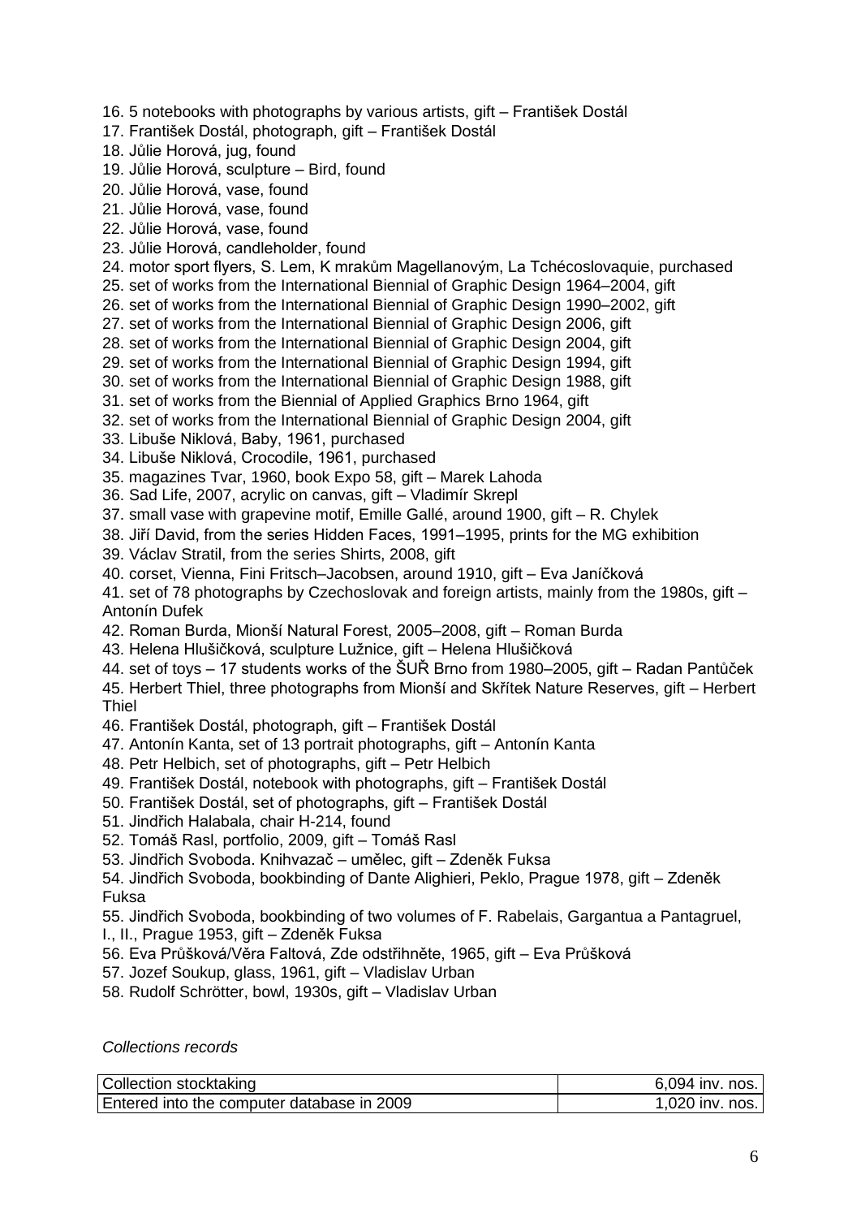16. 5 notebooks with photographs by various artists, gift – František Dostál
17. František Dostál, photograph, gift – František Dostál
18. Jůlie Horová, jug, found
19. Jůlie Horová, sculpture – Bird, found
20. Jůlie Horová, vase, found
21. Jůlie Horová, vase, found
22. Jůlie Horová, vase, found
23. Jůlie Horová, candleholder, found
24. motor sport flyers, S. Lem, K mrakům Magellanovým, La Tchécoslovaquie, purchased
25. set of works from the International Biennial of Graphic Design 1964–2004, gift
26. set of works from the International Biennial of Graphic Design 1990–2002, gift
27. set of works from the International Biennial of Graphic Design 2006, gift
28. set of works from the International Biennial of Graphic Design 2004, gift
29. set of works from the International Biennial of Graphic Design 1994, gift
30. set of works from the International Biennial of Graphic Design 1988, gift
31. set of works from the Biennial of Applied Graphics Brno 1964, gift
32. set of works from the International Biennial of Graphic Design 2004, gift
33. Libuše Niklová, Baby, 1961, purchased
34. Libuše Niklová, Crocodile, 1961, purchased
35. magazines Tvar, 1960, book Expo 58, gift – Marek Lahoda
36. Sad Life, 2007, acrylic on canvas, gift – Vladimír Skrepl
37. small vase with grapevine motif, Emille Gallé, around 1900, gift – R. Chylek
38. Jiří David, from the series Hidden Faces, 1991–1995, prints for the MG exhibition
39. Václav Stratil, from the series Shirts, 2008, gift
40. corset, Vienna, Fini Fritsch–Jacobsen, around 1910, gift – Eva Janíčková
41. set of 78 photographs by Czechoslovak and foreign artists, mainly from the 1980s, gift – Antonín Dufek
42. Roman Burda, Mionší Natural Forest, 2005–2008, gift – Roman Burda
43. Helena Hlušičková, sculpture Lužnice, gift – Helena Hlušičková
44. set of toys – 17 students works of the ŠUŘ Brno from 1980–2005, gift – Radan Pantůček
45. Herbert Thiel, three photographs from Mionší and Skřítek Nature Reserves, gift – Herbert Thiel
46. František Dostál, photograph, gift – František Dostál
47. Antonín Kanta, set of 13 portrait photographs, gift – Antonín Kanta
48. Petr Helbich, set of photographs, gift – Petr Helbich
49. František Dostál, notebook with photographs, gift – František Dostál
50. František Dostál, set of photographs, gift – František Dostál
51. Jindřich Halabala, chair H-214, found
52. Tomáš Rasl, portfolio, 2009, gift – Tomáš Rasl
53. Jindřich Svoboda. Knihvazač – umělec, gift – Zdeněk Fuksa
54. Jindřich Svoboda, bookbinding of Dante Alighieri, Peklo, Prague 1978, gift – Zdeněk Fuksa
55. Jindřich Svoboda, bookbinding of two volumes of F. Rabelais, Gargantua a Pantagruel, I., II., Prague 1953, gift – Zdeněk Fuksa
56. Eva Průšková/Věra Faltová, Zde odstřihněte, 1965, gift – Eva Průšková
57. Jozef Soukup, glass, 1961, gift – Vladislav Urban
58. Rudolf Schrötter, bowl, 1930s, gift – Vladislav Urban

*Collections records*

| Collection stocktaking | 6,094 inv. nos. |
|---|---|
| Entered into the computer database in 2009 | 1,020 inv. nos. |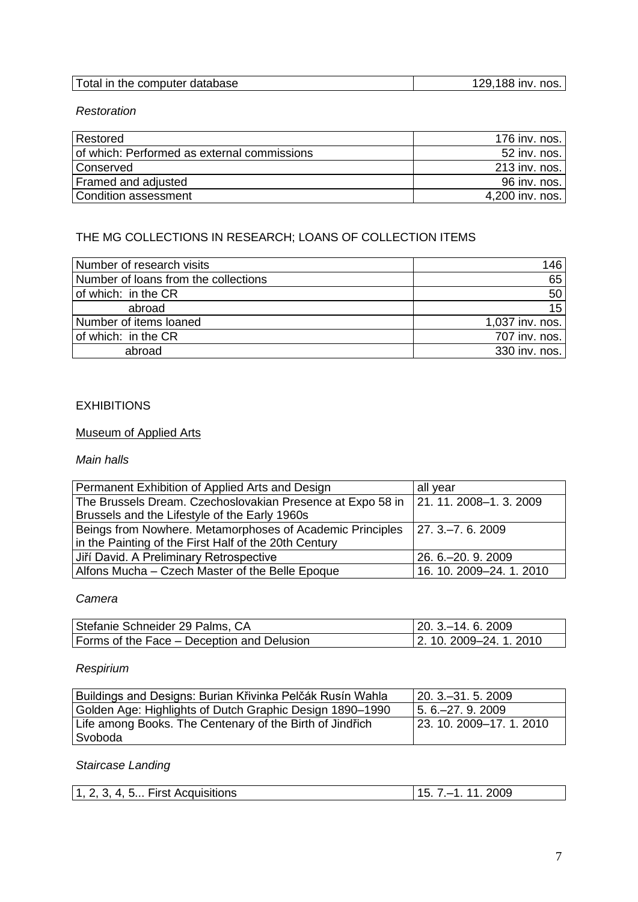| Total in the computer database | 129,188 inv. nos. |
|---|---|

*Restoration*

| Restored | 176 inv. nos. |
|---|---|
| of which: Performed as external commissions | 52 inv. nos. |
| Conserved | 213 inv. nos. |
| Framed and adjusted | 96 inv. nos. |
| Condition assessment | 4,200 inv. nos. |

## THE MG COLLECTIONS IN RESEARCH; LOANS OF COLLECTION ITEMS

| Number of research visits | 146 |
|---|---|
| Number of loans from the collections | 65 |
| of which: in the CR | 50 |
| abroad | 15 |
| Number of items loaned | 1,037 inv. nos. |
| of which: in the CR | 707 inv. nos. |
| abroad | 330 inv. nos. |

## EXHIBITIONS

### Museum of Applied Arts

*Main halls*

| Permanent Exhibition of Applied Arts and Design | all year |
|---|---|
| The Brussels Dream. Czechoslovakian Presence at Expo 58 in Brussels and the Lifestyle of the Early 1960s | 21. 11. 2008–1. 3. 2009 |
| Beings from Nowhere. Metamorphoses of Academic Principles in the Painting of the First Half of the 20th Century | 27. 3.–7. 6. 2009 |
| Jiří David. A Preliminary Retrospective | 26. 6.–20. 9. 2009 |
| Alfons Mucha – Czech Master of the Belle Epoque | 16. 10. 2009–24. 1. 2010 |

*Camera*

| Stefanie Schneider 29 Palms, CA | 20. 3.–14. 6. 2009 |
|---|---|
| Forms of the Face – Deception and Delusion | 2. 10. 2009–24. 1. 2010 |

*Respirium*

| Buildings and Designs: Burian Křivinka Pelčák Rusín Wahla | 20. 3.–31. 5. 2009 |
|---|---|
| Golden Age: Highlights of Dutch Graphic Design 1890–1990 | 5. 6.–27. 9. 2009 |
| Life among Books. The Centenary of the Birth of Jindřich Svoboda | 23. 10. 2009–17. 1. 2010 |

*Staircase Landing*

| 1, 2, 3, 4, 5... First Acquisitions | 15. 7.–1. 11. 2009 |
|---|---|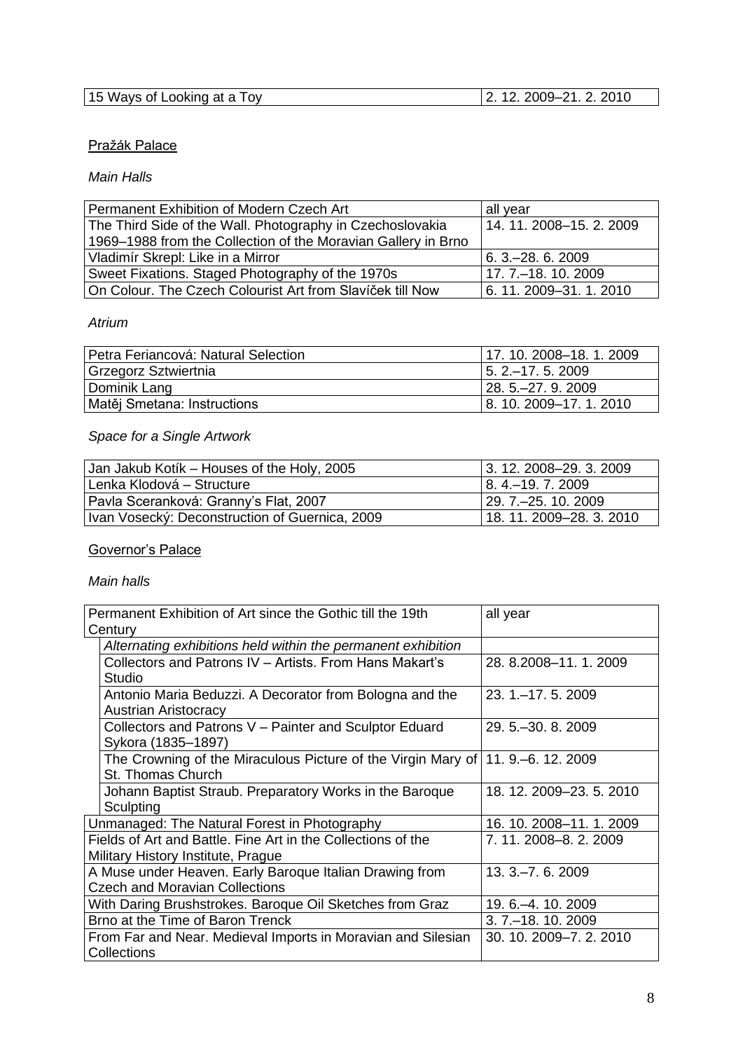| 15 Ways of Looking at a Toy | 2. 12. 2009–21. 2. 2010 |
|---|---|

Pražák Palace

*Main Halls*

| Permanent Exhibition of Modern Czech Art | all year |
|---|---|
| The Third Side of the Wall. Photography in Czechoslovakia 1969–1988 from the Collection of the Moravian Gallery in Brno | 14. 11. 2008–15. 2. 2009 |
| Vladimír Skrepl: Like in a Mirror | 6. 3.–28. 6. 2009 |
| Sweet Fixations. Staged Photography of the 1970s | 17. 7.–18. 10. 2009 |
| On Colour. The Czech Colourist Art from Slavíček till Now | 6. 11. 2009–31. 1. 2010 |

*Atrium*

| Petra Feriancová: Natural Selection | 17. 10. 2008–18. 1. 2009 |
|---|---|
| Grzegorz Sztwiertnia | 5. 2.–17. 5. 2009 |
| Dominik Lang | 28. 5.–27. 9. 2009 |
| Matěj Smetana: Instructions | 8. 10. 2009–17. 1. 2010 |

*Space for a Single Artwork*

| Jan Jakub Kotík – Houses of the Holy, 2005 | 3. 12. 2008–29. 3. 2009 |
|---|---|
| Lenka Klodová – Structure | 8. 4.–19. 7. 2009 |
| Pavla Sceranková: Granny's Flat, 2007 | 29. 7.–25. 10. 2009 |
| Ivan Vosecký: Deconstruction of Guernica, 2009 | 18. 11. 2009–28. 3. 2010 |

Governor's Palace

*Main halls*

| Permanent Exhibition of Art since the Gothic till the 19th Century | all year |
|---|---|
| *Alternating exhibitions held within the permanent exhibition* | |
| Collectors and Patrons IV – Artists. From Hans Makart's Studio | 28. 8.2008–11. 1. 2009 |
| Antonio Maria Beduzzi. A Decorator from Bologna and the Austrian Aristocracy | 23. 1.–17. 5. 2009 |
| Collectors and Patrons V – Painter and Sculptor Eduard Sykora (1835–1897) | 29. 5.–30. 8. 2009 |
| The Crowning of the Miraculous Picture of the Virgin Mary of St. Thomas Church | 11. 9.–6. 12. 2009 |
| Johann Baptist Straub. Preparatory Works in the Baroque Sculpting | 18. 12. 2009–23. 5. 2010 |
| Unmanaged: The Natural Forest in Photography | 16. 10. 2008–11. 1. 2009 |
| Fields of Art and Battle. Fine Art in the Collections of the Military History Institute, Prague | 7. 11. 2008–8. 2. 2009 |
| A Muse under Heaven. Early Baroque Italian Drawing from Czech and Moravian Collections | 13. 3.–7. 6. 2009 |
| With Daring Brushstrokes. Baroque Oil Sketches from Graz | 19. 6.–4. 10. 2009 |
| Brno at the Time of Baron Trenck | 3. 7.–18. 10. 2009 |
| From Far and Near. Medieval Imports in Moravian and Silesian Collections | 30. 10. 2009–7. 2. 2010 |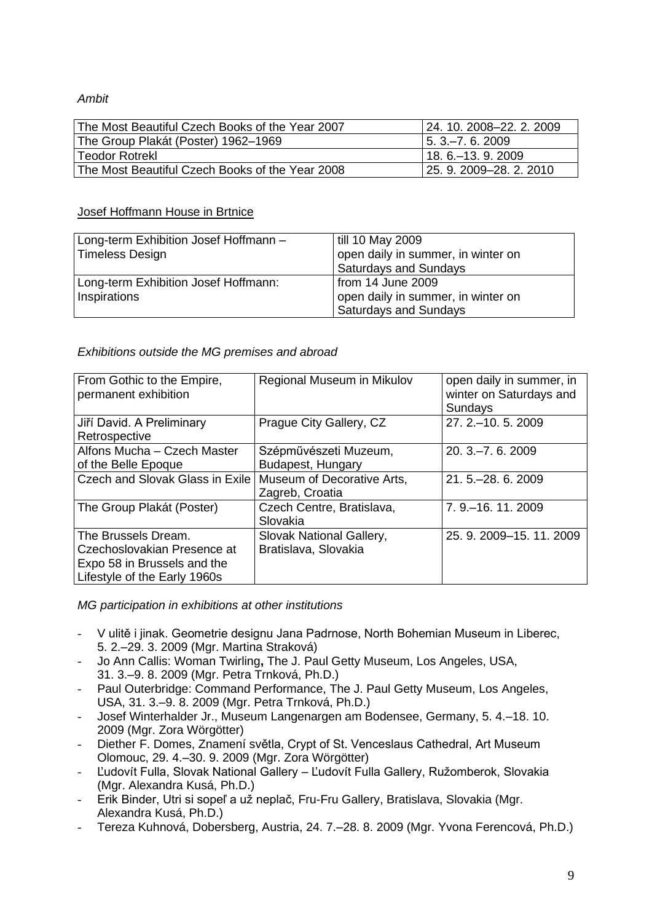*Ambit*

| The Most Beautiful Czech Books of the Year 2007 | 24. 10. 2008–22. 2. 2009 |
|---|---|
| The Group Plakát (Poster) 1962–1969 | 5. 3.–7. 6. 2009 |
| Teodor Rotrekl | 18. 6.–13. 9. 2009 |
| The Most Beautiful Czech Books of the Year 2008 | 25. 9. 2009–28. 2. 2010 |

Josef Hoffmann House in Brtnice

| Long-term Exhibition Josef Hoffmann – Timeless Design | till 10 May 2009 open daily in summer, in winter on Saturdays and Sundays |
|---|---|
| Long-term Exhibition Josef Hoffmann: Inspirations | from 14 June 2009 open daily in summer, in winter on Saturdays and Sundays |

*Exhibitions outside the MG premises and abroad*

| From Gothic to the Empire, permanent exhibition | Regional Museum in Mikulov | open daily in summer, in winter on Saturdays and Sundays |
|---|---|---|
| Jiří David. A Preliminary Retrospective | Prague City Gallery, CZ | 27. 2.–10. 5. 2009 |
| Alfons Mucha – Czech Master of the Belle Epoque | Szépművészeti Muzeum, Budapest, Hungary | 20. 3.–7. 6. 2009 |
| Czech and Slovak Glass in Exile | Museum of Decorative Arts, Zagreb, Croatia | 21. 5.–28. 6. 2009 |
| The Group Plakát (Poster) | Czech Centre, Bratislava, Slovakia | 7. 9.–16. 11. 2009 |
| The Brussels Dream. Czechoslovakian Presence at Expo 58 in Brussels and the Lifestyle of the Early 1960s | Slovak National Gallery, Bratislava, Slovakia | 25. 9. 2009–15. 11. 2009 |

*MG participation in exhibitions at other institutions*

- V ulitě i jinak. Geometrie designu Jana Padrnose, North Bohemian Museum in Liberec, 5. 2.–29. 3. 2009 (Mgr. Martina Straková)
- Jo Ann Callis: Woman Twirling**,** The J. Paul Getty Museum, Los Angeles, USA, 31. 3.–9. 8. 2009 (Mgr. Petra Trnková, Ph.D.)
- Paul Outerbridge: Command Performance, The J. Paul Getty Museum, Los Angeles, USA, 31. 3.–9. 8. 2009 (Mgr. Petra Trnková, Ph.D.)
- Josef Winterhalder Jr., Museum Langenargen am Bodensee, Germany, 5. 4.–18. 10. 2009 (Mgr. Zora Wörgötter)
- Diether F. Domes, Znamení světla, Crypt of St. Venceslaus Cathedral, Art Museum Olomouc, 29. 4.–30. 9. 2009 (Mgr. Zora Wörgötter)
- Ľudovít Fulla, Slovak National Gallery – Ľudovít Fulla Gallery, Ružomberok, Slovakia (Mgr. Alexandra Kusá, Ph.D.)
- Erik Binder, Utri si sopeľ a už neplač, Fru-Fru Gallery, Bratislava, Slovakia (Mgr. Alexandra Kusá, Ph.D.)
- Tereza Kuhnová, Dobersberg, Austria, 24. 7.–28. 8. 2009 (Mgr. Yvona Ferencová, Ph.D.)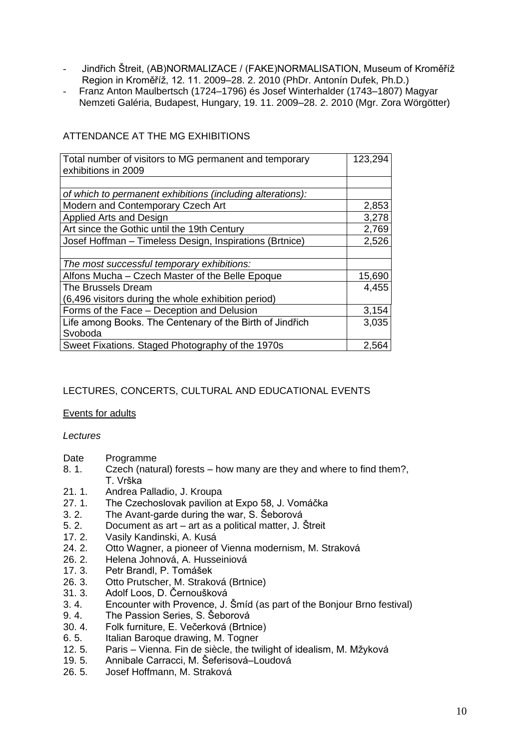- Jindřich Štreit, (AB)NORMALIZACE / (FAKE)NORMALISATION, Museum of Kroměříž Region in Kroměříž, 12. 11. 2009–28. 2. 2010 (PhDr. Antonín Dufek, Ph.D.)
- Franz Anton Maulbertsch (1724–1796) és Josef Winterhalder (1743–1807) Magyar Nemzeti Galéria, Budapest, Hungary, 19. 11. 2009–28. 2. 2010 (Mgr. Zora Wörgötter)

## ATTENDANCE AT THE MG EXHIBITIONS

| Total number of visitors to MG permanent and temporary exhibitions in 2009 | 123,294 |
|---|---|
| | |
| *of which to permanent exhibitions (including alterations):* | |
| Modern and Contemporary Czech Art | 2,853 |
| Applied Arts and Design | 3,278 |
| Art since the Gothic until the 19th Century | 2,769 |
| Josef Hoffman – Timeless Design, Inspirations (Brtnice) | 2,526 |
| | |
| *The most successful temporary exhibitions:* | |
| Alfons Mucha – Czech Master of the Belle Epoque | 15,690 |
| The Brussels Dream (6,496 visitors during the whole exhibition period) | 4,455 |
| Forms of the Face – Deception and Delusion | 3,154 |
| Life among Books. The Centenary of the Birth of Jindřich Svoboda | 3,035 |
| Sweet Fixations. Staged Photography of the 1970s | 2,564 |

## LECTURES, CONCERTS, CULTURAL AND EDUCATIONAL EVENTS

### Events for adults

*Lectures*

| Date | Programme |
|---|---|
| 8. 1. | Czech (natural) forests – how many are they and where to find them?, T. Vrška |
| 21. 1. | Andrea Palladio, J. Kroupa |
| 27. 1. | The Czechoslovak pavilion at Expo 58, J. Vomáčka |
| 3. 2. | The Avant-garde during the war, S. Šeborová |
| 5. 2. | Document as art – art as a political matter, J. Štreit |
| 17. 2. | Vasily Kandinski, A. Kusá |
| 24. 2. | Otto Wagner, a pioneer of Vienna modernism, M. Straková |
| 26. 2. | Helena Johnová, A. Husseiniová |
| 17. 3. | Petr Brandl, P. Tomášek |
| 26. 3. | Otto Prutscher, M. Straková (Brtnice) |
| 31. 3. | Adolf Loos, D. Černoušková |
| 3. 4. | Encounter with Provence, J. Šmíd (as part of the Bonjour Brno festival) |
| 9. 4. | The Passion Series, S. Šeborová |
| 30. 4. | Folk furniture, E. Večerková (Brtnice) |
| 6. 5. | Italian Baroque drawing, M. Togner |
| 12. 5. | Paris – Vienna. Fin de siècle, the twilight of idealism, M. Mžyková |
| 19. 5. | Annibale Carracci, M. Šeferisová–Loudová |
| 26. 5. | Josef Hoffmann, M. Straková |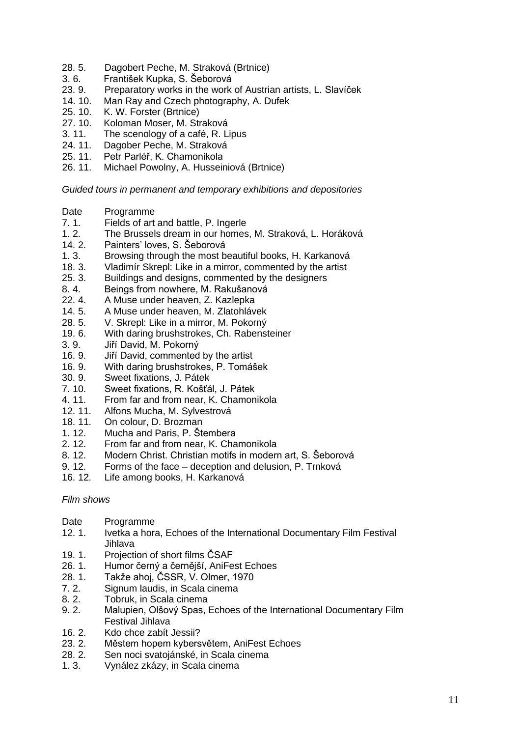| | |
|---|---|
| 28. 5. | Dagobert Peche, M. Straková (Brtnice) |
| 3. 6. | František Kupka, S. Šeborová |
| 23. 9. | Preparatory works in the work of Austrian artists, L. Slavíček |
| 14. 10. | Man Ray and Czech photography, A. Dufek |
| 25. 10. | K. W. Forster (Brtnice) |
| 27. 10. | Koloman Moser, M. Straková |
| 3. 11. | The scenology of a café, R. Lipus |
| 24. 11. | Dagober Peche, M. Straková |
| 25. 11. | Petr Parléř, K. Chamonikola |
| 26. 11. | Michael Powolny, A. Husseiniová (Brtnice) |

*Guided tours in permanent and temporary exhibitions and depositories*

| Date | Programme |
|---|---|
| 7. 1. | Fields of art and battle, P. Ingerle |
| 1. 2. | The Brussels dream in our homes, M. Straková, L. Horáková |
| 14. 2. | Painters' loves, S. Šeborová |
| 1. 3. | Browsing through the most beautiful books, H. Karkanová |
| 18. 3. | Vladimír Skrepl: Like in a mirror, commented by the artist |
| 25. 3. | Buildings and designs, commented by the designers |
| 8. 4. | Beings from nowhere, M. Rakušanová |
| 22. 4. | A Muse under heaven, Z. Kazlepka |
| 14. 5. | A Muse under heaven, M. Zlatohlávek |
| 28. 5. | V. Skrepl: Like in a mirror, M. Pokorný |
| 19. 6. | With daring brushstrokes, Ch. Rabensteiner |
| 3. 9. | Jiří David, M. Pokorný |
| 16. 9. | Jiří David, commented by the artist |
| 16. 9. | With daring brushstrokes, P. Tomášek |
| 30. 9. | Sweet fixations, J. Pátek |
| 7. 10. | Sweet fixations, R. Košťál, J. Pátek |
| 4. 11. | From far and from near, K. Chamonikola |
| 12. 11. | Alfons Mucha, M. Sylvestrová |
| 18. 11. | On colour, D. Brozman |
| 1. 12. | Mucha and Paris, P. Štembera |
| 2. 12. | From far and from near, K. Chamonikola |
| 8. 12. | Modern Christ. Christian motifs in modern art, S. Šeborová |
| 9. 12. | Forms of the face – deception and delusion, P. Trnková |
| 16. 12. | Life among books, H. Karkanová |

*Film shows*

| Date | Programme |
|---|---|
| 12. 1. | Ivetka a hora, Echoes of the International Documentary Film Festival Jihlava |
| 19. 1. | Projection of short films ČSAF |
| 26. 1. | Humor černý a černější, AniFest Echoes |
| 28. 1. | Takže ahoj, ČSSR, V. Olmer, 1970 |
| 7. 2. | Signum laudis, in Scala cinema |
| 8. 2. | Tobruk, in Scala cinema |
| 9. 2. | Malupien, Olšový Spas, Echoes of the International Documentary Film Festival Jihlava |
| 16. 2. | Kdo chce zabít Jessii? |
| 23. 2. | Městem hopem kybersvětem, AniFest Echoes |
| 28. 2. | Sen noci svatojánské, in Scala cinema |
| 1. 3. | Vynález zkázy, in Scala cinema |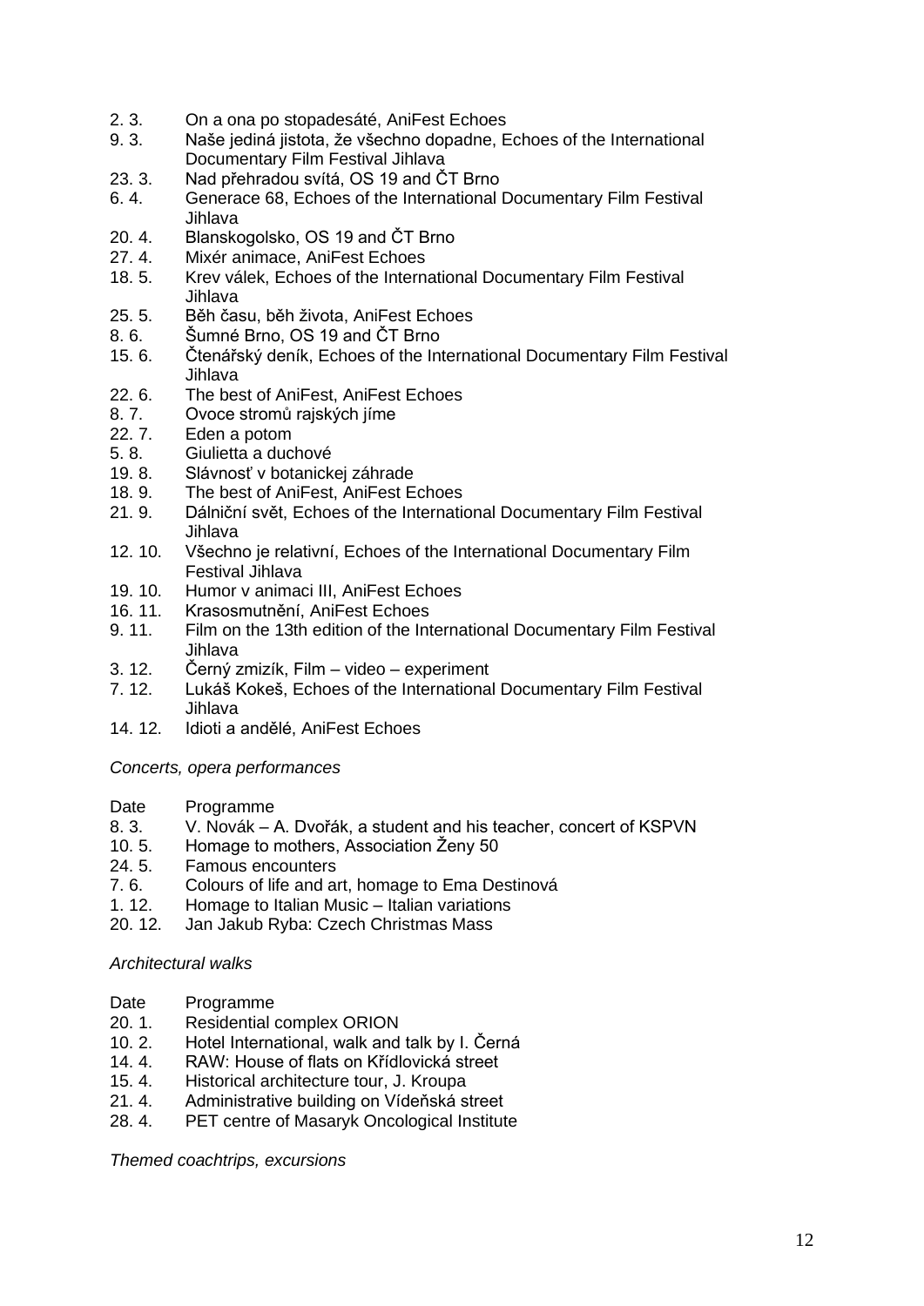| | |
|---|---|
| 2. 3. | On a ona po stopadesáté, AniFest Echoes |
| 9. 3. | Naše jediná jistota, že všechno dopadne, Echoes of the International Documentary Film Festival Jihlava |
| 23. 3. | Nad přehradou svítá, OS 19 and ČT Brno |
| 6. 4. | Generace 68, Echoes of the International Documentary Film Festival Jihlava |
| 20. 4. | Blanskogolsko, OS 19 and ČT Brno |
| 27. 4. | Mixér animace, AniFest Echoes |
| 18. 5. | Krev válek, Echoes of the International Documentary Film Festival Jihlava |
| 25. 5. | Běh času, běh života, AniFest Echoes |
| 8. 6. | Šumné Brno, OS 19 and ČT Brno |
| 15. 6. | Čtenářský deník, Echoes of the International Documentary Film Festival Jihlava |
| 22. 6. | The best of AniFest, AniFest Echoes |
| 8. 7. | Ovoce stromů rajských jíme |
| 22. 7. | Eden a potom |
| 5. 8. | Giulietta a duchové |
| 19. 8. | Slávnosť v botanickej záhrade |
| 18. 9. | The best of AniFest, AniFest Echoes |
| 21. 9. | Dálniční svět, Echoes of the International Documentary Film Festival Jihlava |
| 12. 10. | Všechno je relativní, Echoes of the International Documentary Film Festival Jihlava |
| 19. 10. | Humor v animaci III, AniFest Echoes |
| 16. 11. | Krasosmutnění, AniFest Echoes |
| 9. 11. | Film on the 13th edition of the International Documentary Film Festival Jihlava |
| 3. 12. | Černý zmizík, Film – video – experiment |
| 7. 12. | Lukáš Kokeš, Echoes of the International Documentary Film Festival Jihlava |
| 14. 12. | Idioti a andělé, AniFest Echoes |

*Concerts, opera performances*

| Date | Programme |
|---|---|
| 8. 3. | V. Novák – A. Dvořák, a student and his teacher, concert of KSPVN |
| 10. 5. | Homage to mothers, Association Ženy 50 |
| 24. 5. | Famous encounters |
| 7. 6. | Colours of life and art, homage to Ema Destinová |
| 1. 12. | Homage to Italian Music – Italian variations |
| 20. 12. | Jan Jakub Ryba: Czech Christmas Mass |

*Architectural walks*

| Date | Programme |
|---|---|
| 20. 1. | Residential complex ORION |
| 10. 2. | Hotel International, walk and talk by I. Černá |
| 14. 4. | RAW: House of flats on Křídlovická street |
| 15. 4. | Historical architecture tour, J. Kroupa |
| 21. 4. | Administrative building on Vídeňská street |
| 28. 4. | PET centre of Masaryk Oncological Institute |

*Themed coachtrips, excursions*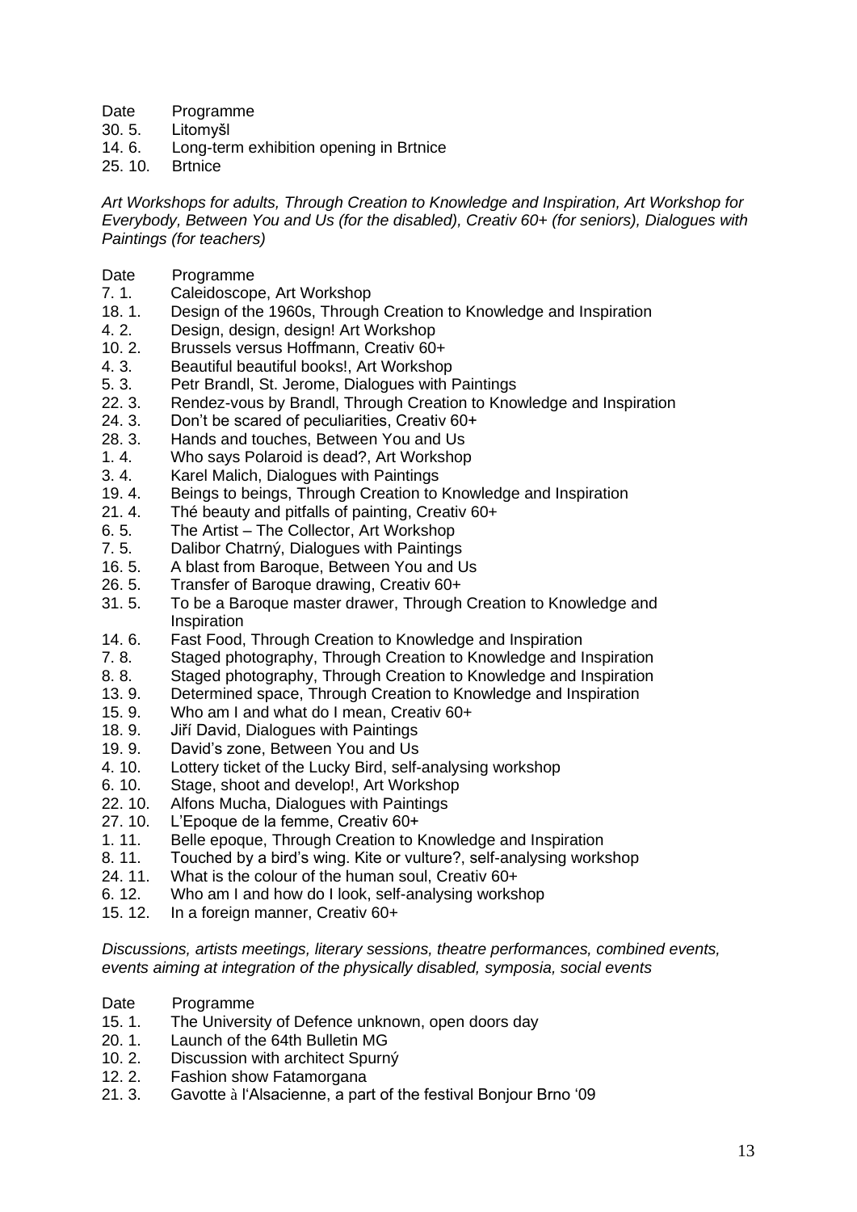| Date | Programme |
|---|---|
| 30. 5. | Litomyšl |
| 14. 6. | Long-term exhibition opening in Brtnice |
| 25. 10. | Brtnice |

*Art Workshops for adults, Through Creation to Knowledge and Inspiration, Art Workshop for Everybody, Between You and Us (for the disabled), Creativ 60+ (for seniors), Dialogues with Paintings (for teachers)*

| Date | Programme |
|---|---|
| 7. 1. | Caleidoscope, Art Workshop |
| 18. 1. | Design of the 1960s, Through Creation to Knowledge and Inspiration |
| 4. 2. | Design, design, design! Art Workshop |
| 10. 2. | Brussels versus Hoffmann, Creativ 60+ |
| 4. 3. | Beautiful beautiful books!, Art Workshop |
| 5. 3. | Petr Brandl, St. Jerome, Dialogues with Paintings |
| 22. 3. | Rendez-vous by Brandl, Through Creation to Knowledge and Inspiration |
| 24. 3. | Don't be scared of peculiarities, Creativ 60+ |
| 28. 3. | Hands and touches, Between You and Us |
| 1. 4. | Who says Polaroid is dead?, Art Workshop |
| 3. 4. | Karel Malich, Dialogues with Paintings |
| 19. 4. | Beings to beings, Through Creation to Knowledge and Inspiration |
| 21. 4. | Thé beauty and pitfalls of painting, Creativ 60+ |
| 6. 5. | The Artist – The Collector, Art Workshop |
| 7. 5. | Dalibor Chatrný, Dialogues with Paintings |
| 16. 5. | A blast from Baroque, Between You and Us |
| 26. 5. | Transfer of Baroque drawing, Creativ 60+ |
| 31. 5. | To be a Baroque master drawer, Through Creation to Knowledge and Inspiration |
| 14. 6. | Fast Food, Through Creation to Knowledge and Inspiration |
| 7. 8. | Staged photography, Through Creation to Knowledge and Inspiration |
| 8. 8. | Staged photography, Through Creation to Knowledge and Inspiration |
| 13. 9. | Determined space, Through Creation to Knowledge and Inspiration |
| 15. 9. | Who am I and what do I mean, Creativ 60+ |
| 18. 9. | Jiří David, Dialogues with Paintings |
| 19. 9. | David's zone, Between You and Us |
| 4. 10. | Lottery ticket of the Lucky Bird, self-analysing workshop |
| 6. 10. | Stage, shoot and develop!, Art Workshop |
| 22. 10. | Alfons Mucha, Dialogues with Paintings |
| 27. 10. | L'Epoque de la femme, Creativ 60+ |
| 1. 11. | Belle epoque, Through Creation to Knowledge and Inspiration |
| 8. 11. | Touched by a bird's wing. Kite or vulture?, self-analysing workshop |
| 24. 11. | What is the colour of the human soul, Creativ 60+ |
| 6. 12. | Who am I and how do I look, self-analysing workshop |
| 15. 12. | In a foreign manner, Creativ 60+ |

*Discussions, artists meetings, literary sessions, theatre performances, combined events, events aiming at integration of the physically disabled, symposia, social events*

| Date | Programme |
|---|---|
| 15. 1. | The University of Defence unknown, open doors day |
| 20. 1. | Launch of the 64th Bulletin MG |
| 10. 2. | Discussion with architect Spurný |
| 12. 2. | Fashion show Fatamorgana |
| 21. 3. | Gavotte à l'Alsacienne, a part of the festival Bonjour Brno '09 |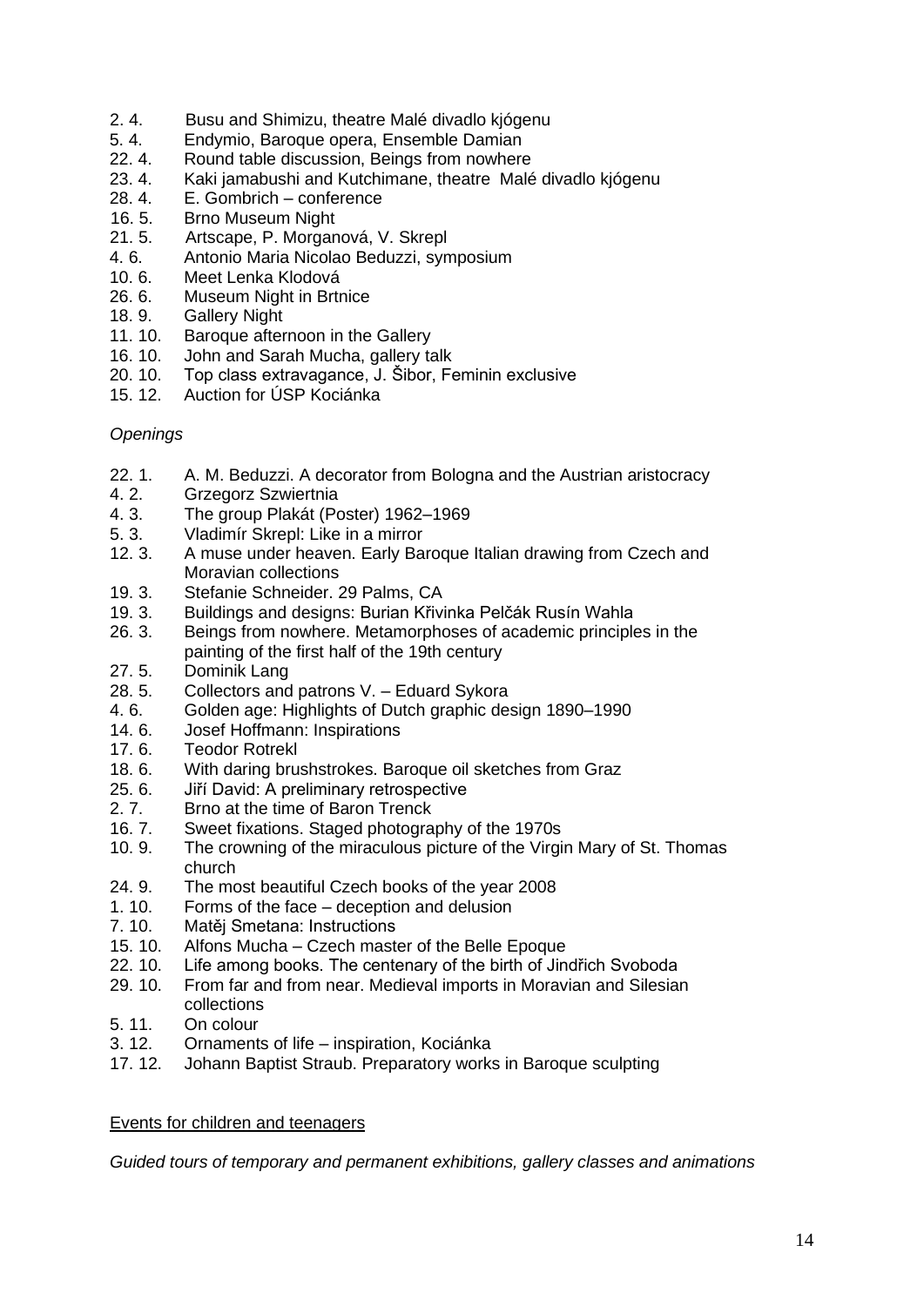2. 4. Busu and Shimizu, theatre Malé divadlo kjógenu
5. 4. Endymio, Baroque opera, Ensemble Damian
22. 4. Round table discussion, Beings from nowhere
23. 4. Kaki jamabushi and Kutchimane, theatre Malé divadlo kjógenu
28. 4. E. Gombrich – conference
16. 5. Brno Museum Night
21. 5. Artscape, P. Morganová, V. Skrepl
4. 6. Antonio Maria Nicolao Beduzzi, symposium
10. 6. Meet Lenka Klodová
26. 6. Museum Night in Brtnice
18. 9. Gallery Night
11. 10. Baroque afternoon in the Gallery
16. 10. John and Sarah Mucha, gallery talk
20. 10. Top class extravagance, J. Šibor, Feminin exclusive
15. 12. Auction for ÚSP Kociánka

*Openings*

22. 1. A. M. Beduzzi. A decorator from Bologna and the Austrian aristocracy
4. 2. Grzegorz Szwiertnia
4. 3. The group Plakát (Poster) 1962–1969
5. 3. Vladimír Skrepl: Like in a mirror
12. 3. A muse under heaven. Early Baroque Italian drawing from Czech and Moravian collections
19. 3. Stefanie Schneider. 29 Palms, CA
19. 3. Buildings and designs: Burian Křivinka Pelčák Rusín Wahla
26. 3. Beings from nowhere. Metamorphoses of academic principles in the painting of the first half of the 19th century
27. 5. Dominik Lang
28. 5. Collectors and patrons V. – Eduard Sykora
4. 6. Golden age: Highlights of Dutch graphic design 1890–1990
14. 6. Josef Hoffmann: Inspirations
17. 6. Teodor Rotrekl
18. 6. With daring brushstrokes. Baroque oil sketches from Graz
25. 6. Jiří David: A preliminary retrospective
2. 7. Brno at the time of Baron Trenck
16. 7. Sweet fixations. Staged photography of the 1970s
10. 9. The crowning of the miraculous picture of the Virgin Mary of St. Thomas church
24. 9. The most beautiful Czech books of the year 2008
1. 10. Forms of the face – deception and delusion
7. 10. Matěj Smetana: Instructions
15. 10. Alfons Mucha – Czech master of the Belle Epoque
22. 10. Life among books. The centenary of the birth of Jindřich Svoboda
29. 10. From far and from near. Medieval imports in Moravian and Silesian collections
5. 11. On colour
3. 12. Ornaments of life – inspiration, Kociánka
17. 12. Johann Baptist Straub. Preparatory works in Baroque sculpting

Events for children and teenagers

*Guided tours of temporary and permanent exhibitions, gallery classes and animations*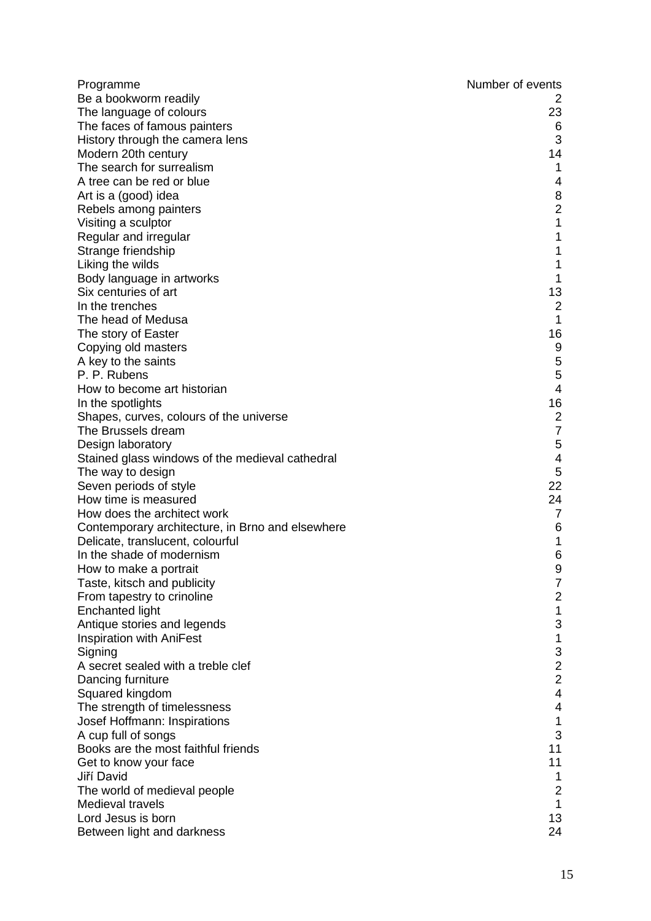| Programme | Number of events |
| --- | --- |
| Be a bookworm readily | 2 |
| The language of colours | 23 |
| The faces of famous painters | 6 |
| History through the camera lens | 3 |
| Modern 20th century | 14 |
| The search for surrealism | 1 |
| A tree can be red or blue | 4 |
| Art is a (good) idea | 8 |
| Rebels among painters | 2 |
| Visiting a sculptor | 1 |
| Regular and irregular | 1 |
| Strange friendship | 1 |
| Liking the wilds | 1 |
| Body language in artworks | 1 |
| Six centuries of art | 13 |
| In the trenches | 2 |
| The head of Medusa | 1 |
| The story of Easter | 16 |
| Copying old masters | 9 |
| A key to the saints | 5 |
| P. P. Rubens | 5 |
| How to become art historian | 4 |
| In the spotlights | 16 |
| Shapes, curves, colours of the universe | 2 |
| The Brussels dream | 7 |
| Design laboratory | 5 |
| Stained glass windows of the medieval cathedral | 4 |
| The way to design | 5 |
| Seven periods of style | 22 |
| How time is measured | 24 |
| How does the architect work | 7 |
| Contemporary architecture, in Brno and elsewhere | 6 |
| Delicate, translucent, colourful | 1 |
| In the shade of modernism | 6 |
| How to make a portrait | 9 |
| Taste, kitsch and publicity | 7 |
| From tapestry to crinoline | 2 |
| Enchanted light | 1 |
| Antique stories and legends | 3 |
| Inspiration with AniFest | 1 |
| Signing | 3 |
| A secret sealed with a treble clef | 2 |
| Dancing furniture | 2 |
| Squared kingdom | 4 |
| The strength of timelessness | 4 |
| Josef Hoffmann: Inspirations | 1 |
| A cup full of songs | 3 |
| Books are the most faithful friends | 11 |
| Get to know your face | 11 |
| Jiří David | 1 |
| The world of medieval people | 2 |
| Medieval travels | 1 |
| Lord Jesus is born | 13 |
| Between light and darkness | 24 |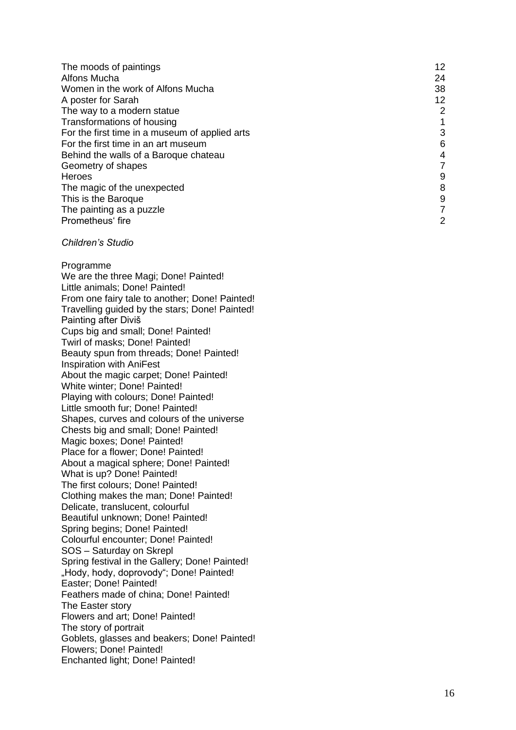| | |
|---|---|
| The moods of paintings | 12 |
| Alfons Mucha | 24 |
| Women in the work of Alfons Mucha | 38 |
| A poster for Sarah | 12 |
| The way to a modern statue | 2 |
| Transformations of housing | 1 |
| For the first time in a museum of applied arts | 3 |
| For the first time in an art museum | 6 |
| Behind the walls of a Baroque chateau | 4 |
| Geometry of shapes | 7 |
| Heroes | 9 |
| The magic of the unexpected | 8 |
| This is the Baroque | 9 |
| The painting as a puzzle | 7 |
| Prometheus' fire | 2 |

*Children's Studio*

Programme
We are the three Magi; Done! Painted!
Little animals; Done! Painted!
From one fairy tale to another; Done! Painted!
Travelling guided by the stars; Done! Painted!
Painting after Diviš
Cups big and small; Done! Painted!
Twirl of masks; Done! Painted!
Beauty spun from threads; Done! Painted!
Inspiration with AniFest
About the magic carpet; Done! Painted!
White winter; Done! Painted!
Playing with colours; Done! Painted!
Little smooth fur; Done! Painted!
Shapes, curves and colours of the universe
Chests big and small; Done! Painted!
Magic boxes; Done! Painted!
Place for a flower; Done! Painted!
About a magical sphere; Done! Painted!
What is up? Done! Painted!
The first colours; Done! Painted!
Clothing makes the man; Done! Painted!
Delicate, translucent, colourful
Beautiful unknown; Done! Painted!
Spring begins; Done! Painted!
Colourful encounter; Done! Painted!
SOS – Saturday on Skrepl
Spring festival in the Gallery; Done! Painted!
„Hody, hody, doprovody"; Done! Painted!
Easter; Done! Painted!
Feathers made of china; Done! Painted!
The Easter story
Flowers and art; Done! Painted!
The story of portrait
Goblets, glasses and beakers; Done! Painted!
Flowers; Done! Painted!
Enchanted light; Done! Painted!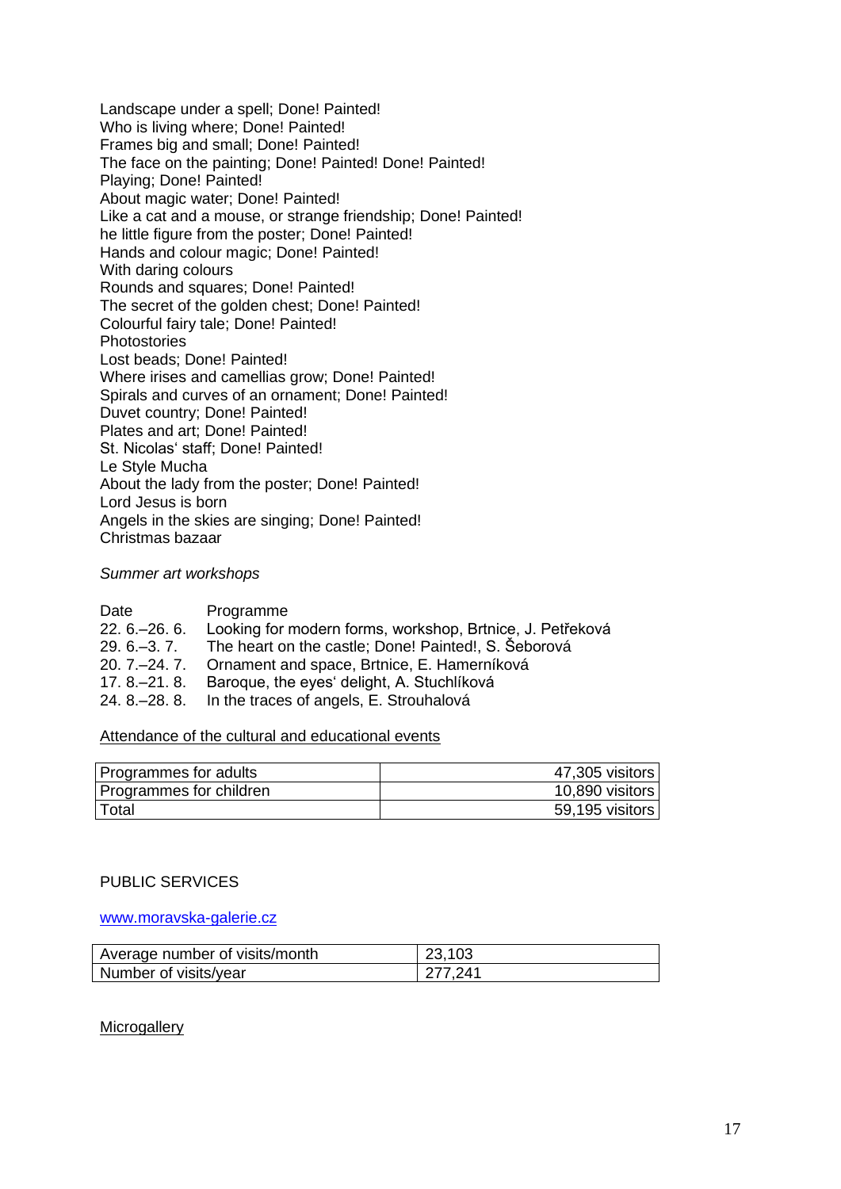Landscape under a spell; Done! Painted!
Who is living where; Done! Painted!
Frames big and small; Done! Painted!
The face on the painting; Done! Painted! Done! Painted!
Playing; Done! Painted!
About magic water; Done! Painted!
Like a cat and a mouse, or strange friendship; Done! Painted!
he little figure from the poster; Done! Painted!
Hands and colour magic; Done! Painted!
With daring colours
Rounds and squares; Done! Painted!
The secret of the golden chest; Done! Painted!
Colourful fairy tale; Done! Painted!
Photostories
Lost beads; Done! Painted!
Where irises and camellias grow; Done! Painted!
Spirals and curves of an ornament; Done! Painted!
Duvet country; Done! Painted!
Plates and art; Done! Painted!
St. Nicolas' staff; Done! Painted!
Le Style Mucha
About the lady from the poster; Done! Painted!
Lord Jesus is born
Angels in the skies are singing; Done! Painted!
Christmas bazaar

*Summer art workshops*

| Date | Programme |
|---|---|
| 22. 6.–26. 6. | Looking for modern forms, workshop, Brtnice, J. Petřeková |
| 29. 6.–3. 7. | The heart on the castle; Done! Painted!, S. Šeborová |
| 20. 7.–24. 7. | Ornament and space, Brtnice, E. Hamerníková |
| 17. 8.–21. 8. | Baroque, the eyes' delight, A. Stuchlíková |
| 24. 8.–28. 8. | In the traces of angels, E. Strouhalová |

Attendance of the cultural and educational events

| | |
|---|---|
| Programmes for adults | 47,305 visitors |
| Programmes for children | 10,890 visitors |
| Total | 59,195 visitors |

PUBLIC SERVICES

www.moravska-galerie.cz

| | |
|---|---|
| Average number of visits/month | 23,103 |
| Number of visits/year | 277,241 |

Microgallery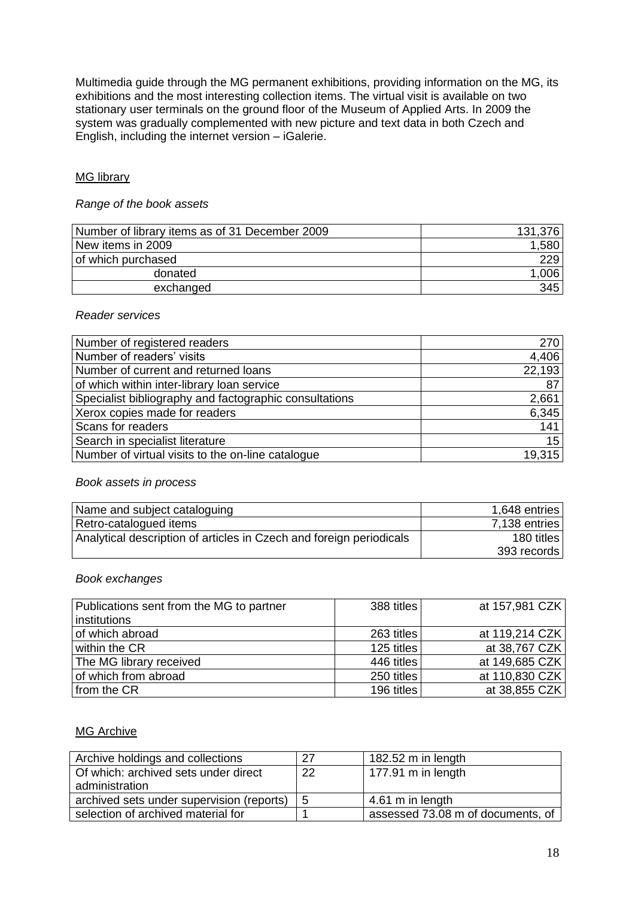Multimedia guide through the MG permanent exhibitions, providing information on the MG, its exhibitions and the most interesting collection items. The virtual visit is available on two stationary user terminals on the ground floor of the Museum of Applied Arts. In 2009 the system was gradually complemented with new picture and text data in both Czech and English, including the internet version – iGalerie.

## MG library

*Range of the book assets*

| | |
|---|---|
| Number of library items as of 31 December 2009 | 131,376 |
| New items in 2009 | 1,580 |
| of which purchased | 229 |
| donated | 1,006 |
| exchanged | 345 |

*Reader services*

| | |
|---|---|
| Number of registered readers | 270 |
| Number of readers' visits | 4,406 |
| Number of current and returned loans | 22,193 |
| of which within inter-library loan service | 87 |
| Specialist bibliography and factographic consultations | 2,661 |
| Xerox copies made for readers | 6,345 |
| Scans for readers | 141 |
| Search in specialist literature | 15 |
| Number of virtual visits to the on-line catalogue | 19,315 |

*Book assets in process*

| | |
|---|---|
| Name and subject cataloguing | 1,648 entries |
| Retro-catalogued items | 7,138 entries |
| Analytical description of articles in Czech and foreign periodicals | 180 titles<br>393 records |

*Book exchanges*

| | | |
|---|---|---|
| Publications sent from the MG to partner institutions | 388 titles | at 157,981 CZK |
| of which abroad | 263 titles | at 119,214 CZK |
| within the CR | 125 titles | at 38,767 CZK |
| The MG library received | 446 titles | at 149,685 CZK |
| of which from abroad | 250 titles | at 110,830 CZK |
| from the CR | 196 titles | at 38,855 CZK |

## MG Archive

| | | |
|---|---|---|
| Archive holdings and collections | 27 | 182.52 m in length |
| Of which: archived sets under direct administration | 22 | 177.91 m in length |
| archived sets under supervision (reports) | 5 | 4.61 m in length |
| selection of archived material for | 1 | assessed 73.08 m of documents, of |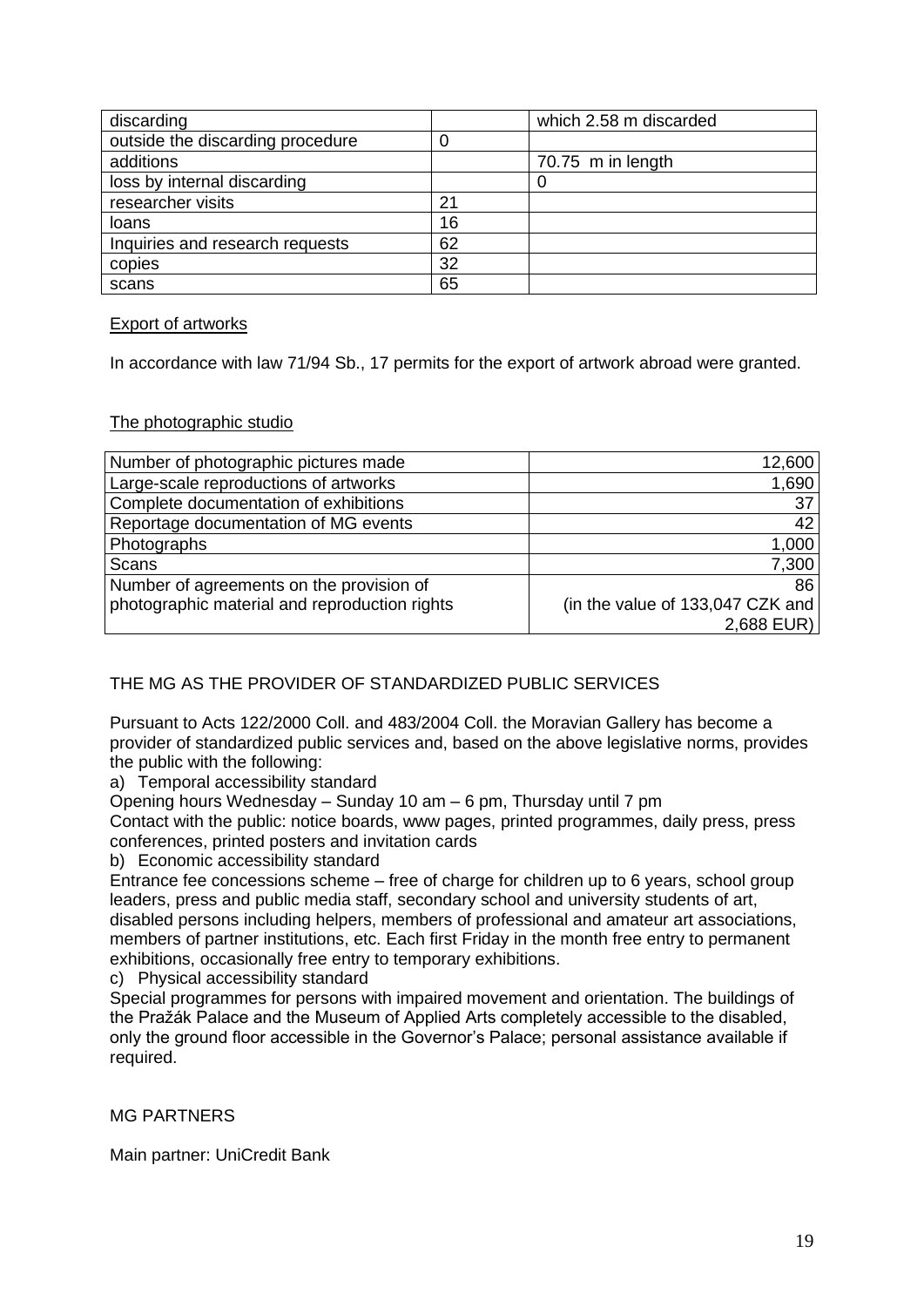| discarding | | which 2.58 m discarded |
|---|---|---|
| outside the discarding procedure | 0 | |
| additions | | 70.75 m in length |
| loss by internal discarding | | 0 |
| researcher visits | 21 | |
| loans | 16 | |
| Inquiries and research requests | 62 | |
| copies | 32 | |
| scans | 65 | |

Export of artworks

In accordance with law 71/94 Sb., 17 permits for the export of artwork abroad were granted.

The photographic studio

| Number of photographic pictures made | 12,600 |
|---|---|
| Large-scale reproductions of artworks | 1,690 |
| Complete documentation of exhibitions | 37 |
| Reportage documentation of MG events | 42 |
| Photographs | 1,000 |
| Scans | 7,300 |
| Number of agreements on the provision of photographic material and reproduction rights | 86 (in the value of 133,047 CZK and 2,688 EUR) |

THE MG AS THE PROVIDER OF STANDARDIZED PUBLIC SERVICES

Pursuant to Acts 122/2000 Coll. and 483/2004 Coll. the Moravian Gallery has become a provider of standardized public services and, based on the above legislative norms, provides the public with the following:

a) Temporal accessibility standard

Opening hours Wednesday – Sunday 10 am – 6 pm, Thursday until 7 pm

Contact with the public: notice boards, www pages, printed programmes, daily press, press conferences, printed posters and invitation cards

b) Economic accessibility standard

Entrance fee concessions scheme – free of charge for children up to 6 years, school group leaders, press and public media staff, secondary school and university students of art, disabled persons including helpers, members of professional and amateur art associations, members of partner institutions, etc. Each first Friday in the month free entry to permanent exhibitions, occasionally free entry to temporary exhibitions.

c) Physical accessibility standard

Special programmes for persons with impaired movement and orientation. The buildings of the Pražák Palace and the Museum of Applied Arts completely accessible to the disabled, only the ground floor accessible in the Governor's Palace; personal assistance available if required.

MG PARTNERS

Main partner: UniCredit Bank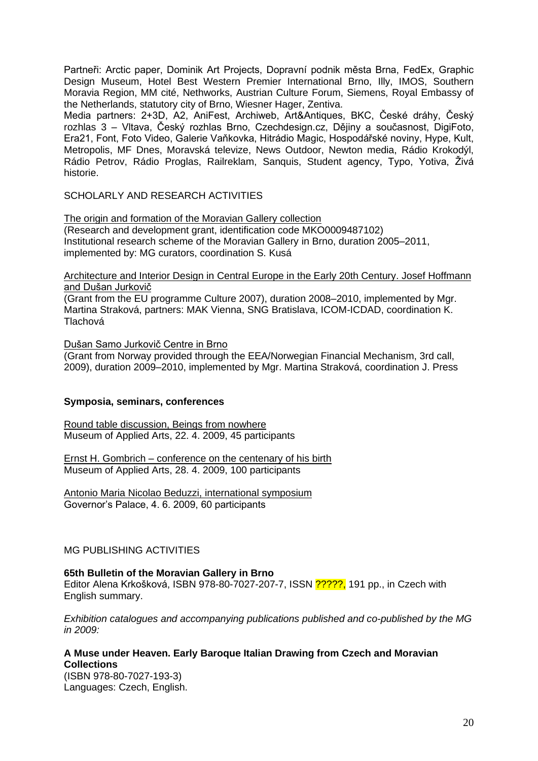Partneři: Arctic paper, Dominik Art Projects, Dopravní podnik města Brna, FedEx, Graphic Design Museum, Hotel Best Western Premier International Brno, Illy, IMOS, Southern Moravia Region, MM cité, Nethworks, Austrian Culture Forum, Siemens, Royal Embassy of the Netherlands, statutory city of Brno, Wiesner Hager, Zentiva.

Media partners: 2+3D, A2, AniFest, Archiweb, Art&Antiques, BKC, České dráhy, Český rozhlas 3 – Vltava, Český rozhlas Brno, Czechdesign.cz, Dějiny a současnost, DigiFoto, Era21, Font, Foto Video, Galerie Vaňkovka, Hitrádio Magic, Hospodářské noviny, Hype, Kult, Metropolis, MF Dnes, Moravská televize, News Outdoor, Newton media, Rádio Krokodýl, Rádio Petrov, Rádio Proglas, Railreklam, Sanquis, Student agency, Typo, Yotiva, Živá historie.

SCHOLARLY AND RESEARCH ACTIVITIES

The origin and formation of the Moravian Gallery collection
(Research and development grant, identification code MKO0009487102)
Institutional research scheme of the Moravian Gallery in Brno, duration 2005–2011, implemented by: MG curators, coordination S. Kusá

Architecture and Interior Design in Central Europe in the Early 20th Century. Josef Hoffmann and Dušan Jurkovič
(Grant from the EU programme Culture 2007), duration 2008–2010, implemented by Mgr. Martina Straková, partners: MAK Vienna, SNG Bratislava, ICOM-ICDAD, coordination K. Tlachová

Dušan Samo Jurkovič Centre in Brno
(Grant from Norway provided through the EEA/Norwegian Financial Mechanism, 3rd call, 2009), duration 2009–2010, implemented by Mgr. Martina Straková, coordination J. Press

**Symposia, seminars, conferences**

Round table discussion, Beings from nowhere
Museum of Applied Arts, 22. 4. 2009, 45 participants

Ernst H. Gombrich – conference on the centenary of his birth
Museum of Applied Arts, 28. 4. 2009, 100 participants

Antonio Maria Nicolao Beduzzi, international symposium
Governor's Palace, 4. 6. 2009, 60 participants

MG PUBLISHING ACTIVITIES

**65th Bulletin of the Moravian Gallery in Brno**
Editor Alena Krkošková, ISBN 978-80-7027-207-7, ISSN ?????, 191 pp., in Czech with English summary.

*Exhibition catalogues and accompanying publications published and co-published by the MG in 2009:*

**A Muse under Heaven. Early Baroque Italian Drawing from Czech and Moravian Collections**
(ISBN 978-80-7027-193-3)
Languages: Czech, English.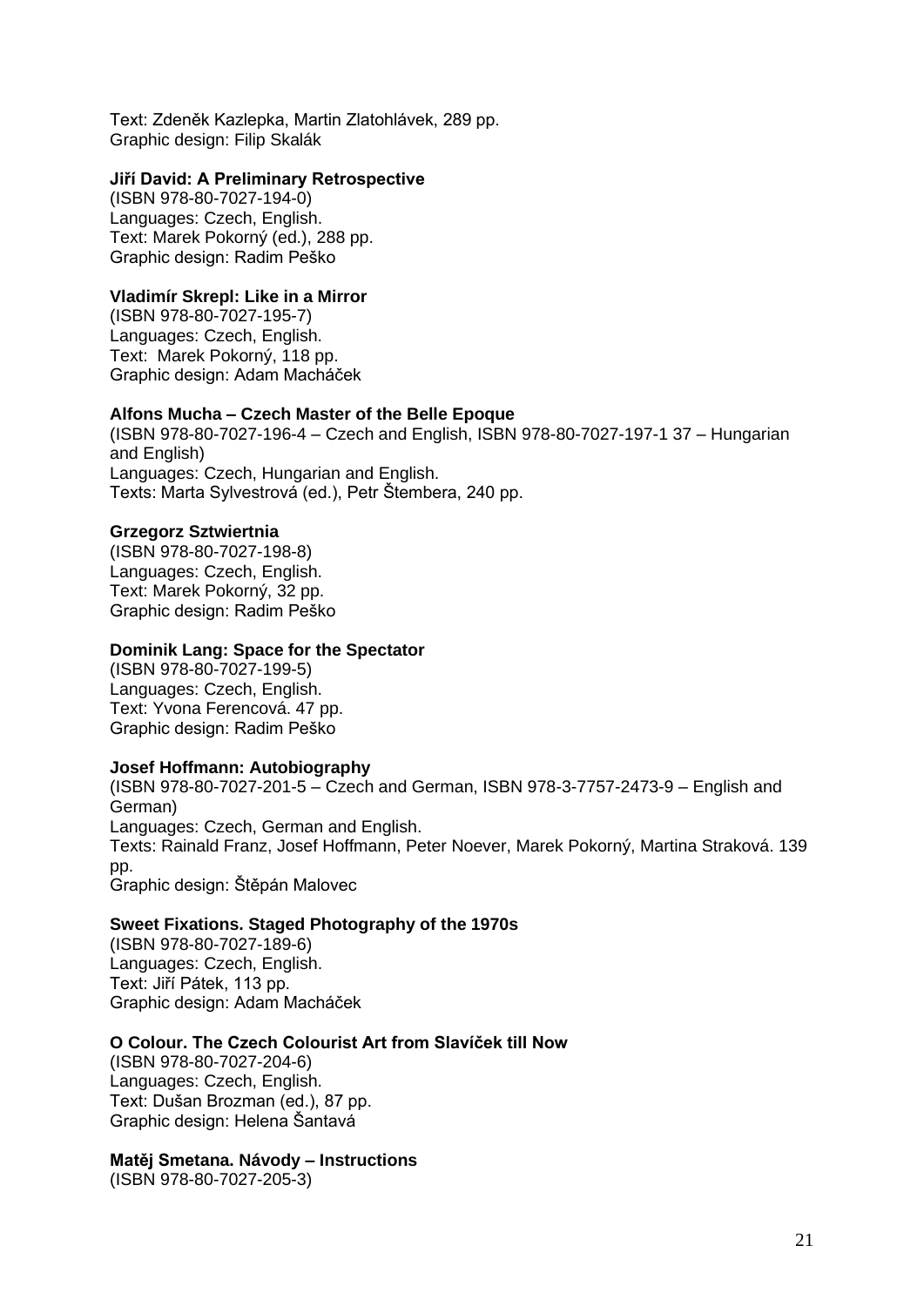Text: Zdeněk Kazlepka, Martin Zlatohlávek, 289 pp.
Graphic design: Filip Skalák

**Jiří David: A Preliminary Retrospective**
(ISBN 978-80-7027-194-0)
Languages: Czech, English.
Text: Marek Pokorný (ed.), 288 pp.
Graphic design: Radim Peško

**Vladimír Skrepl: Like in a Mirror**
(ISBN 978-80-7027-195-7)
Languages: Czech, English.
Text: Marek Pokorný, 118 pp.
Graphic design: Adam Macháček

**Alfons Mucha – Czech Master of the Belle Epoque**
(ISBN 978-80-7027-196-4 – Czech and English, ISBN 978-80-7027-197-1 37 – Hungarian and English)
Languages: Czech, Hungarian and English.
Texts: Marta Sylvestrová (ed.), Petr Štembera, 240 pp.

**Grzegorz Sztwiertnia**
(ISBN 978-80-7027-198-8)
Languages: Czech, English.
Text: Marek Pokorný, 32 pp.
Graphic design: Radim Peško

**Dominik Lang: Space for the Spectator**
(ISBN 978-80-7027-199-5)
Languages: Czech, English.
Text: Yvona Ferencová. 47 pp.
Graphic design: Radim Peško

**Josef Hoffmann: Autobiography**
(ISBN 978-80-7027-201-5 – Czech and German, ISBN 978-3-7757-2473-9 – English and German)
Languages: Czech, German and English.
Texts: Rainald Franz, Josef Hoffmann, Peter Noever, Marek Pokorný, Martina Straková. 139 pp.
Graphic design: Štěpán Malovec

**Sweet Fixations. Staged Photography of the 1970s**
(ISBN 978-80-7027-189-6)
Languages: Czech, English.
Text: Jiří Pátek, 113 pp.
Graphic design: Adam Macháček

**O Colour. The Czech Colourist Art from Slavíček till Now**
(ISBN 978-80-7027-204-6)
Languages: Czech, English.
Text: Dušan Brozman (ed.), 87 pp.
Graphic design: Helena Šantavá

**Matěj Smetana. Návody – Instructions**
(ISBN 978-80-7027-205-3)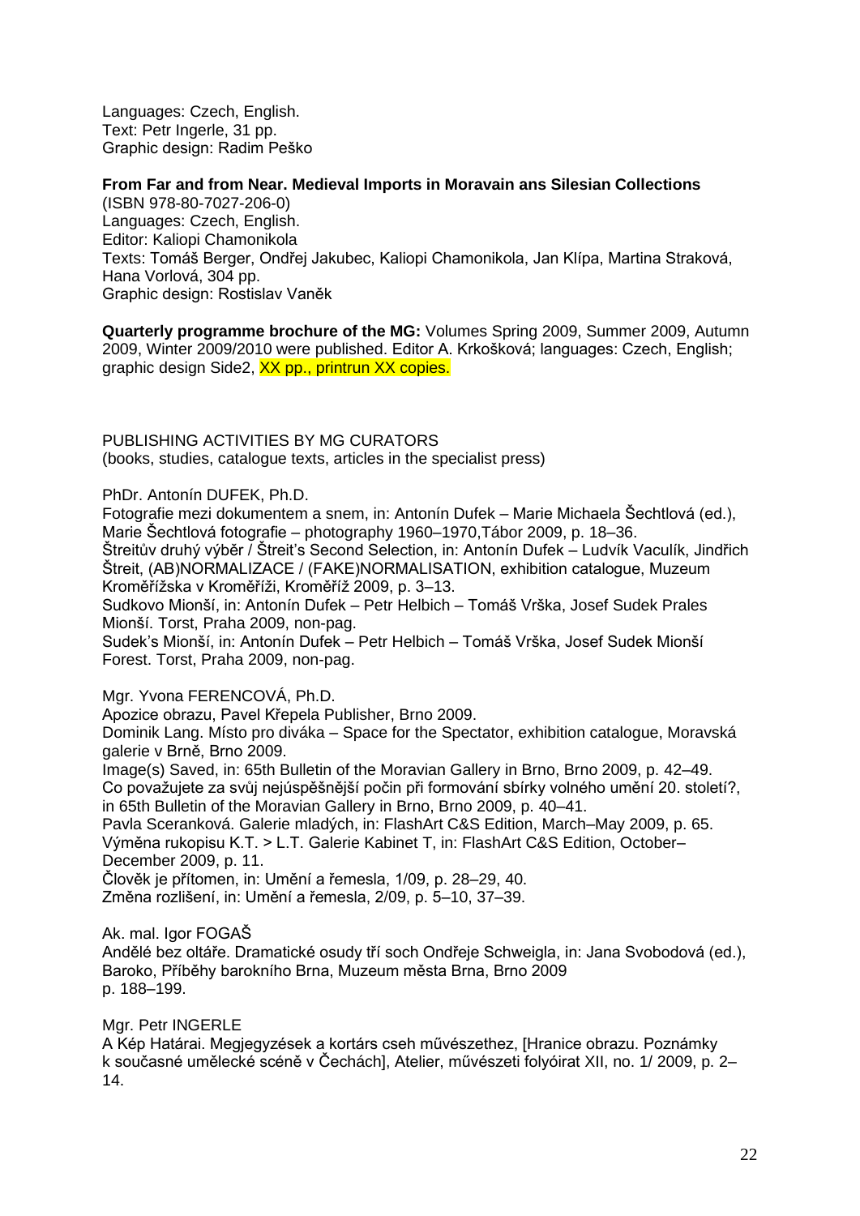Languages: Czech, English.
Text: Petr Ingerle, 31 pp.
Graphic design: Radim Peško

**From Far and from Near. Medieval Imports in Moravain ans Silesian Collections**
(ISBN 978-80-7027-206-0)
Languages: Czech, English.
Editor: Kaliopi Chamonikola
Texts: Tomáš Berger, Ondřej Jakubec, Kaliopi Chamonikola, Jan Klípa, Martina Straková, Hana Vorlová, 304 pp.
Graphic design: Rostislav Vaněk

**Quarterly programme brochure of the MG:** Volumes Spring 2009, Summer 2009, Autumn 2009, Winter 2009/2010 were published. Editor A. Krkošková; languages: Czech, English; graphic design Side2, XX pp., printrun XX copies.

PUBLISHING ACTIVITIES BY MG CURATORS
(books, studies, catalogue texts, articles in the specialist press)

PhDr. Antonín DUFEK, Ph.D.
Fotografie mezi dokumentem a snem, in: Antonín Dufek – Marie Michaela Šechtlová (ed.), Marie Šechtlová fotografie – photography 1960–1970,Tábor 2009, p. 18–36.
Štreitův druhý výběr / Štreit's Second Selection, in: Antonín Dufek – Ludvík Vaculík, Jindřich Štreit, (AB)NORMALIZACE / (FAKE)NORMALISATION, exhibition catalogue, Muzeum Kroměřížska v Kroměříži, Kroměříž 2009, p. 3–13.
Sudkovo Mionší, in: Antonín Dufek – Petr Helbich – Tomáš Vrška, Josef Sudek Prales Mionší. Torst, Praha 2009, non-pag.
Sudek's Mionší, in: Antonín Dufek – Petr Helbich – Tomáš Vrška, Josef Sudek Mionší Forest. Torst, Praha 2009, non-pag.

Mgr. Yvona FERENCOVÁ, Ph.D.
Apozice obrazu, Pavel Křepela Publisher, Brno 2009.
Dominik Lang. Místo pro diváka – Space for the Spectator, exhibition catalogue, Moravská galerie v Brně, Brno 2009.
Image(s) Saved, in: 65th Bulletin of the Moravian Gallery in Brno, Brno 2009, p. 42–49.
Co považujete za svůj nejúspěšnější počin při formování sbírky volného umění 20. století?, in 65th Bulletin of the Moravian Gallery in Brno, Brno 2009, p. 40–41.
Pavla Sceranková. Galerie mladých, in: FlashArt C&S Edition, March–May 2009, p. 65.
Výměna rukopisu K.T. > L.T. Galerie Kabinet T, in: FlashArt C&S Edition, October–December 2009, p. 11.
Člověk je přítomen, in: Umění a řemesla, 1/09, p. 28–29, 40.
Změna rozlišení, in: Umění a řemesla, 2/09, p. 5–10, 37–39.

Ak. mal. Igor FOGAŠ
Andělé bez oltáře. Dramatické osudy tří soch Ondřeje Schweigla, in: Jana Svobodová (ed.), Baroko, Příběhy barokního Brna, Muzeum města Brna, Brno 2009
p. 188–199.

Mgr. Petr INGERLE
A Kép Határai. Megjegyzések a kortárs cseh művészethez, [Hranice obrazu. Poznámky k současné umělecké scéně v Čechách], Atelier, művészeti folyóirat XII, no. 1/ 2009, p. 2–14.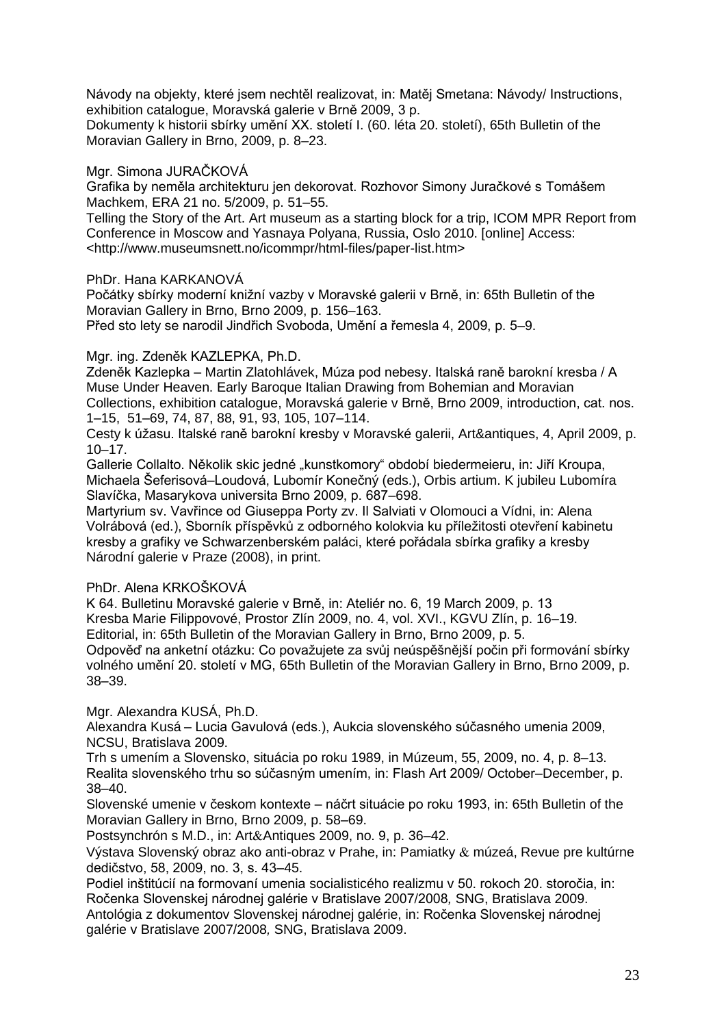Návody na objekty, které jsem nechtěl realizovat, in: Matěj Smetana: Návody/ Instructions, exhibition catalogue, Moravská galerie v Brně 2009, 3 p.
Dokumenty k historii sbírky umění XX. století I. (60. léta 20. století), 65th Bulletin of the Moravian Gallery in Brno, 2009, p. 8–23.

Mgr. Simona JURAČKOVÁ
Grafika by neměla architekturu jen dekorovat. Rozhovor Simony Juračkové s Tomášem Machkem, ERA 21 no. 5/2009, p. 51–55.
Telling the Story of the Art. Art museum as a starting block for a trip, ICOM MPR Report from Conference in Moscow and Yasnaya Polyana, Russia, Oslo 2010. [online] Access: <http://www.museumsnett.no/icommpr/html-files/paper-list.htm>

PhDr. Hana KARKANOVÁ
Počátky sbírky moderní knižní vazby v Moravské galerii v Brně, in: 65th Bulletin of the Moravian Gallery in Brno, Brno 2009, p. 156–163.
Před sto lety se narodil Jindřich Svoboda, Umění a řemesla 4, 2009, p. 5–9.

Mgr. ing. Zdeněk KAZLEPKA, Ph.D.
Zdeněk Kazlepka – Martin Zlatohlávek, Múza pod nebesy. Italská raně barokní kresba / A Muse Under Heaven. Early Baroque Italian Drawing from Bohemian and Moravian Collections, exhibition catalogue, Moravská galerie v Brně, Brno 2009, introduction, cat. nos. 1–15, 51–69, 74, 87, 88, 91, 93, 105, 107–114.
Cesty k úžasu. Italské raně barokní kresby v Moravské galerii, Art&antiques, 4, April 2009, p. 10–17.
Gallerie Collalto. Několik skic jedné „kunstkomory“ období biedermeieru, in: Jiří Kroupa, Michaela Šeferisová–Loudová, Lubomír Konečný (eds.), Orbis artium. K jubileu Lubomíra Slavíčka, Masarykova universita Brno 2009, p. 687–698.
Martyrium sv. Vavřince od Giuseppa Porty zv. Il Salviati v Olomouci a Vídni, in: Alena Volrábová (ed.), Sborník příspěvků z odborného kolokvia ku příležitosti otevření kabinetu kresby a grafiky ve Schwarzenberském paláci, které pořádala sbírka grafiky a kresby Národní galerie v Praze (2008), in print.

PhDr. Alena KRKOŠKOVÁ
K 64. Bulletinu Moravské galerie v Brně, in: Ateliér no. 6, 19 March 2009, p. 13
Kresba Marie Filippovové, Prostor Zlín 2009, no. 4, vol. XVI., KGVU Zlín, p. 16–19.
Editorial, in: 65th Bulletin of the Moravian Gallery in Brno, Brno 2009, p. 5.
Odpověď na anketní otázku: Co považujete za svůj neúspěšnější počin při formování sbírky volného umění 20. století v MG, 65th Bulletin of the Moravian Gallery in Brno, Brno 2009, p. 38–39.

Mgr. Alexandra KUSÁ, Ph.D.
Alexandra Kusá – Lucia Gavulová (eds.), Aukcia slovenského súčasného umenia 2009, NCSU, Bratislava 2009.
Trh s umením a Slovensko, situácia po roku 1989, in Múzeum, 55, 2009, no. 4, p. 8–13.
Realita slovenského trhu so súčasným umením, in: Flash Art 2009/ October–December, p. 38–40.
Slovenské umenie v českom kontexte – náčrt situácie po roku 1993, in: 65th Bulletin of the Moravian Gallery in Brno, Brno 2009, p. 58–69.
Postsynchrón s M.D., in: Art&Antiques 2009, no. 9, p. 36–42.
Výstava Slovenský obraz ako anti-obraz v Prahe, in: Pamiatky & múzeá, Revue pre kultúrne dedičstvo, 58, 2009, no. 3, s. 43–45.
Podiel inštitúcií na formovaní umenia socialistického realizmu v 50. rokoch 20. storočia, in: Ročenka Slovenskej národnej galérie v Bratislave 2007/2008, SNG, Bratislava 2009.
Antológia z dokumentov Slovenskej národnej galérie, in: Ročenka Slovenskej národnej galérie v Bratislave 2007/2008, SNG, Bratislava 2009.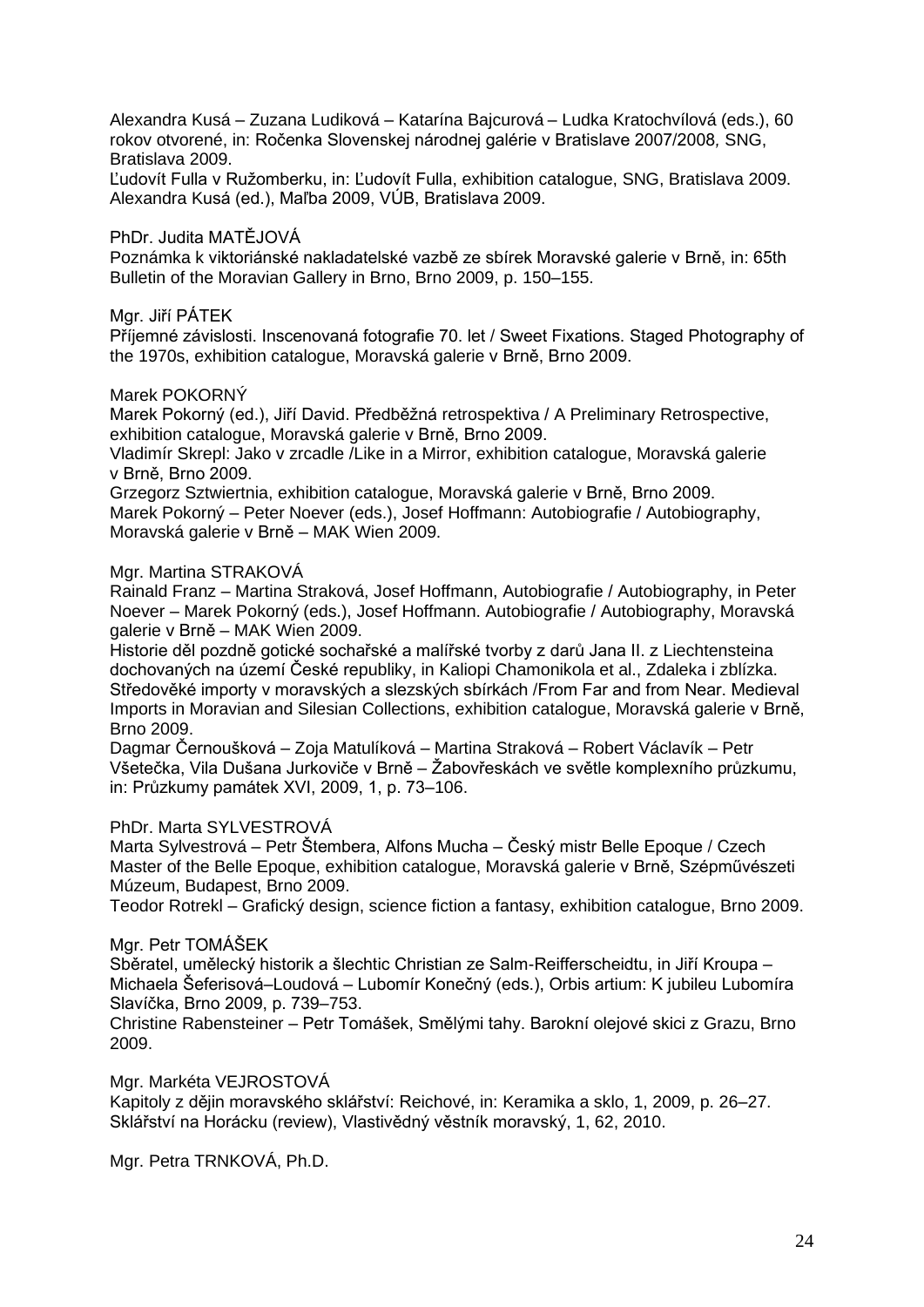Alexandra Kusá – Zuzana Ludiková – Katarína Bajcurová – Ludka Kratochvílová (eds.), 60 rokov otvorené, in: Ročenka Slovenskej národnej galérie v Bratislave 2007/2008*,* SNG, Bratislava 2009.
Ľudovít Fulla v Ružomberku, in: Ľudovít Fulla, exhibition catalogue, SNG, Bratislava 2009.
Alexandra Kusá (ed.), Maľba 2009, VÚB, Bratislava 2009.

PhDr. Judita MATĚJOVÁ
Poznámka k viktoriánské nakladatelské vazbě ze sbírek Moravské galerie v Brně, in: 65th Bulletin of the Moravian Gallery in Brno, Brno 2009, p. 150–155.

Mgr. Jiří PÁTEK
Příjemné závislosti. Inscenovaná fotografie 70. let / Sweet Fixations. Staged Photography of the 1970s, exhibition catalogue, Moravská galerie v Brně, Brno 2009.

Marek POKORNÝ
Marek Pokorný (ed.), Jiří David. Předběžná retrospektiva / A Preliminary Retrospective, exhibition catalogue, Moravská galerie v Brně, Brno 2009.
Vladimír Skrepl: Jako v zrcadle /Like in a Mirror, exhibition catalogue, Moravská galerie v Brně, Brno 2009.
Grzegorz Sztwiertnia, exhibition catalogue, Moravská galerie v Brně, Brno 2009.
Marek Pokorný – Peter Noever (eds.), Josef Hoffmann: Autobiografie / Autobiography, Moravská galerie v Brně – MAK Wien 2009.

Mgr. Martina STRAKOVÁ
Rainald Franz – Martina Straková, Josef Hoffmann, Autobiografie / Autobiography, in Peter Noever – Marek Pokorný (eds.), Josef Hoffmann. Autobiografie / Autobiography, Moravská galerie v Brně – MAK Wien 2009.
Historie děl pozdně gotické sochařské a malířské tvorby z darů Jana II. z Liechtensteina dochovaných na území České republiky, in Kaliopi Chamonikola et al., Zdaleka i zblízka. Středověké importy v moravských a slezských sbírkách /From Far and from Near. Medieval Imports in Moravian and Silesian Collections, exhibition catalogue, Moravská galerie v Brně, Brno 2009.
Dagmar Černoušková – Zoja Matulíková – Martina Straková – Robert Václavík – Petr Všetečka, Vila Dušana Jurkoviče v Brně – Žabovřeskách ve světle komplexního průzkumu, in: Průzkumy památek XVI, 2009, 1, p. 73–106.

PhDr. Marta SYLVESTROVÁ
Marta Sylvestrová – Petr Štembera, Alfons Mucha – Český mistr Belle Epoque / Czech Master of the Belle Epoque, exhibition catalogue, Moravská galerie v Brně, Szépművészeti Múzeum, Budapest, Brno 2009.
Teodor Rotrekl – Grafický design, science fiction a fantasy, exhibition catalogue, Brno 2009.

Mgr. Petr TOMÁŠEK
Sběratel, umělecký historik a šlechtic Christian ze Salm-Reifferscheidtu, in Jiří Kroupa – Michaela Šeferisová–Loudová – Lubomír Konečný (eds.), Orbis artium: K jubileu Lubomíra Slavíčka, Brno 2009, p. 739–753.
Christine Rabensteiner – Petr Tomášek, Smělými tahy. Barokní olejové skici z Grazu, Brno 2009.

Mgr. Markéta VEJROSTOVÁ
Kapitoly z dějin moravského sklářství: Reichové, in: Keramika a sklo, 1, 2009, p. 26–27.
Sklářství na Horácku (review), Vlastivědný věstník moravský, 1, 62, 2010.

Mgr. Petra TRNKOVÁ, Ph.D.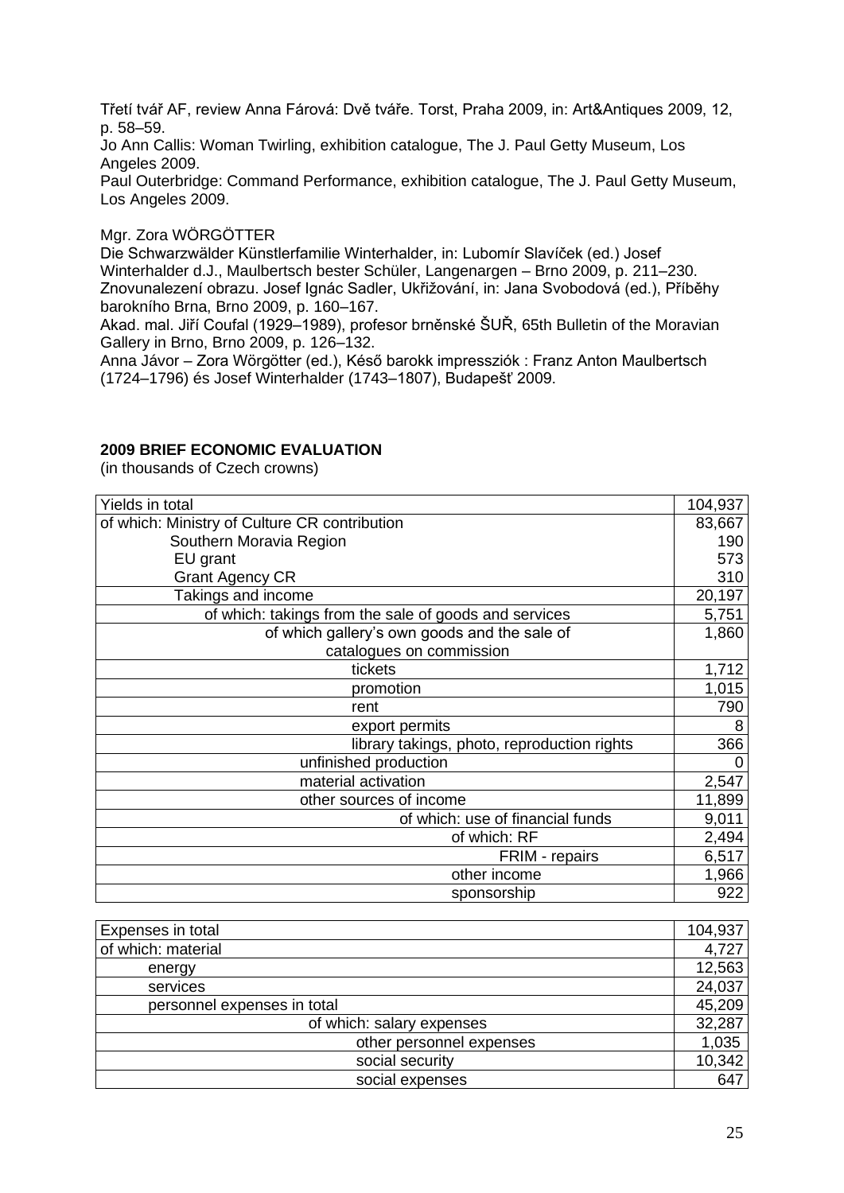Třetí tvář AF, review Anna Fárová: Dvě tváře. Torst, Praha 2009, in: Art&Antiques 2009, 12, p. 58–59.
Jo Ann Callis: Woman Twirling, exhibition catalogue, The J. Paul Getty Museum, Los Angeles 2009.
Paul Outerbridge: Command Performance, exhibition catalogue, The J. Paul Getty Museum, Los Angeles 2009.

Mgr. Zora WÖRGÖTTER
Die Schwarzwälder Künstlerfamilie Winterhalder, in: Lubomír Slavíček (ed.) Josef Winterhalder d.J., Maulbertsch bester Schüler, Langenargen – Brno 2009, p. 211–230.
Znovunalezení obrazu. Josef Ignác Sadler, Ukřižování, in: Jana Svobodová (ed.), Příběhy barokního Brna, Brno 2009, p. 160–167.
Akad. mal. Jiří Coufal (1929–1989), profesor brněnské ŠUŘ, 65th Bulletin of the Moravian Gallery in Brno, Brno 2009, p. 126–132.
Anna Jávor – Zora Wörgötter (ed.), Késő barokk impressziók : Franz Anton Maulbertsch (1724–1796) és Josef Winterhalder (1743–1807), Budapešť 2009.

**2009 BRIEF ECONOMIC EVALUATION**
(in thousands of Czech crowns)

| | |
|---|---|
| Yields in total | 104,937 |
| of which: Ministry of Culture CR contribution | 83,667 |
| Southern Moravia Region | 190 |
| EU grant | 573 |
| Grant Agency CR | 310 |
| Takings and income | 20,197 |
| of which: takings from the sale of goods and services | 5,751 |
| of which gallery's own goods and the sale of catalogues on commission | 1,860 |
| tickets | 1,712 |
| promotion | 1,015 |
| rent | 790 |
| export permits | 8 |
| library takings, photo, reproduction rights | 366 |
| unfinished production | 0 |
| material activation | 2,547 |
| other sources of income | 11,899 |
| of which: use of financial funds | 9,011 |
| of which: RF | 2,494 |
| FRIM - repairs | 6,517 |
| other income | 1,966 |
| sponsorship | 922 |

| | |
|---|---|
| Expenses in total | 104,937 |
| of which: material | 4,727 |
| energy | 12,563 |
| services | 24,037 |
| personnel expenses in total | 45,209 |
| of which: salary expenses | 32,287 |
| other personnel expenses | 1,035 |
| social security | 10,342 |
| social expenses | 647 |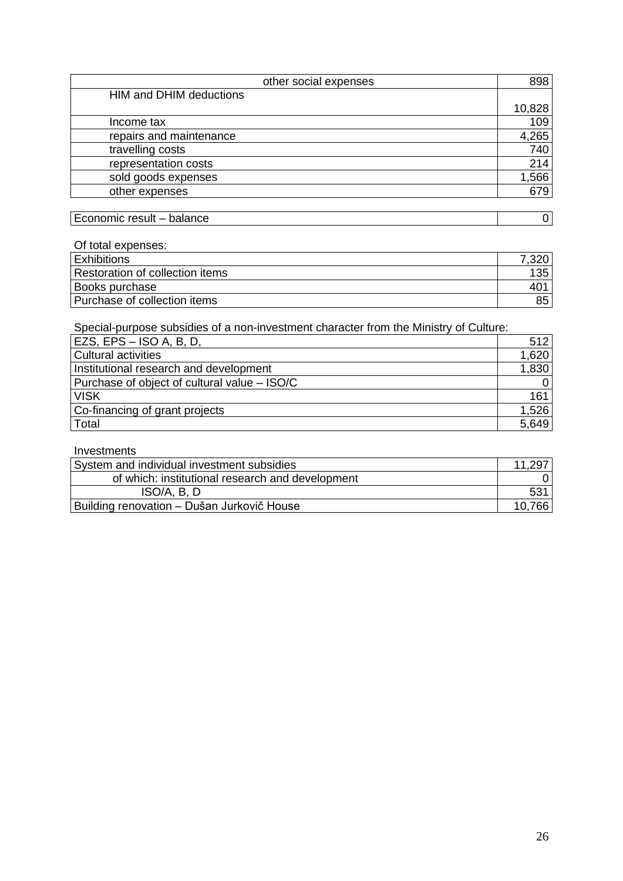| | |
|---|---|
| other social expenses | 898 |
| HIM and DHIM deductions | 10,828 |
| Income tax | 109 |
| repairs and maintenance | 4,265 |
| travelling costs | 740 |
| representation costs | 214 |
| sold goods expenses | 1,566 |
| other expenses | 679 |

| | |
|---|---|
| Economic result – balance | 0 |

Of total expenses:

| | |
|---|---|
| Exhibitions | 7,320 |
| Restoration of collection items | 135 |
| Books purchase | 401 |
| Purchase of collection items | 85 |

Special-purpose subsidies of a non-investment character from the Ministry of Culture:

| | |
|---|---|
| EZS, EPS – ISO A, B, D, | 512 |
| Cultural activities | 1,620 |
| Institutional research and development | 1,830 |
| Purchase of object of cultural value – ISO/C | 0 |
| VISK | 161 |
| Co-financing of grant projects | 1,526 |
| Total | 5,649 |

Investments

| | |
|---|---|
| System and individual investment subsidies | 11,297 |
| of which: institutional research and development | 0 |
| ISO/A, B, D | 531 |
| Building renovation – Dušan Jurkovič House | 10,766 |